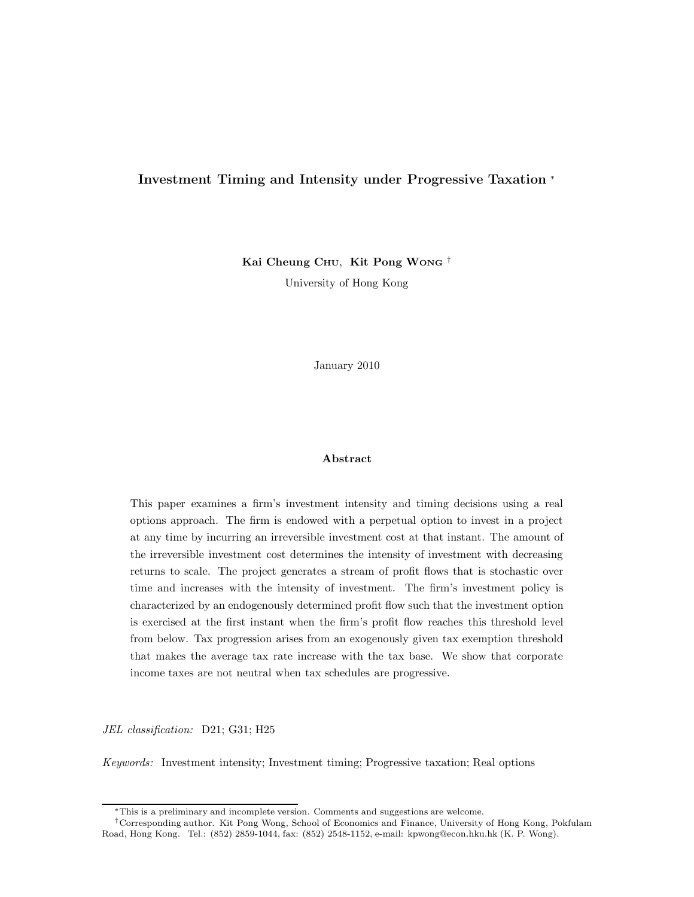# Investment Timing and Intensity under Progressive Taxation [*]

**Kai Cheung Chu, Kit Pong Wong** [†]

University of Hong Kong

January 2010

## Abstract

This paper examines a firm's investment intensity and timing decisions using a real options approach. The firm is endowed with a perpetual option to invest in a project at any time by incurring an irreversible investment cost at that instant. The amount of the irreversible investment cost determines the intensity of investment with decreasing returns to scale. The project generates a stream of profit flows that is stochastic over time and increases with the intensity of investment. The firm's investment policy is characterized by an endogenously determined profit flow such that the investment option is exercised at the first instant when the firm's profit flow reaches this threshold level from below. Tax progression arises from an exogenously given tax exemption threshold that makes the average tax rate increase with the tax base. We show that corporate income taxes are not neutral when tax schedules are progressive.

*JEL classification:* D21; G31; H25

*Keywords:* Investment intensity; Investment timing; Progressive taxation; Real options

---

[*] This is a preliminary and incomplete version. Comments and suggestions are welcome.

[†] Corresponding author. Kit Pong Wong, School of Economics and Finance, University of Hong Kong, Pokfulam Road, Hong Kong. Tel.: (852) 2859-1044, fax: (852) 2548-1152, e-mail: kpwong@econ.hku.hk (K. P. Wong).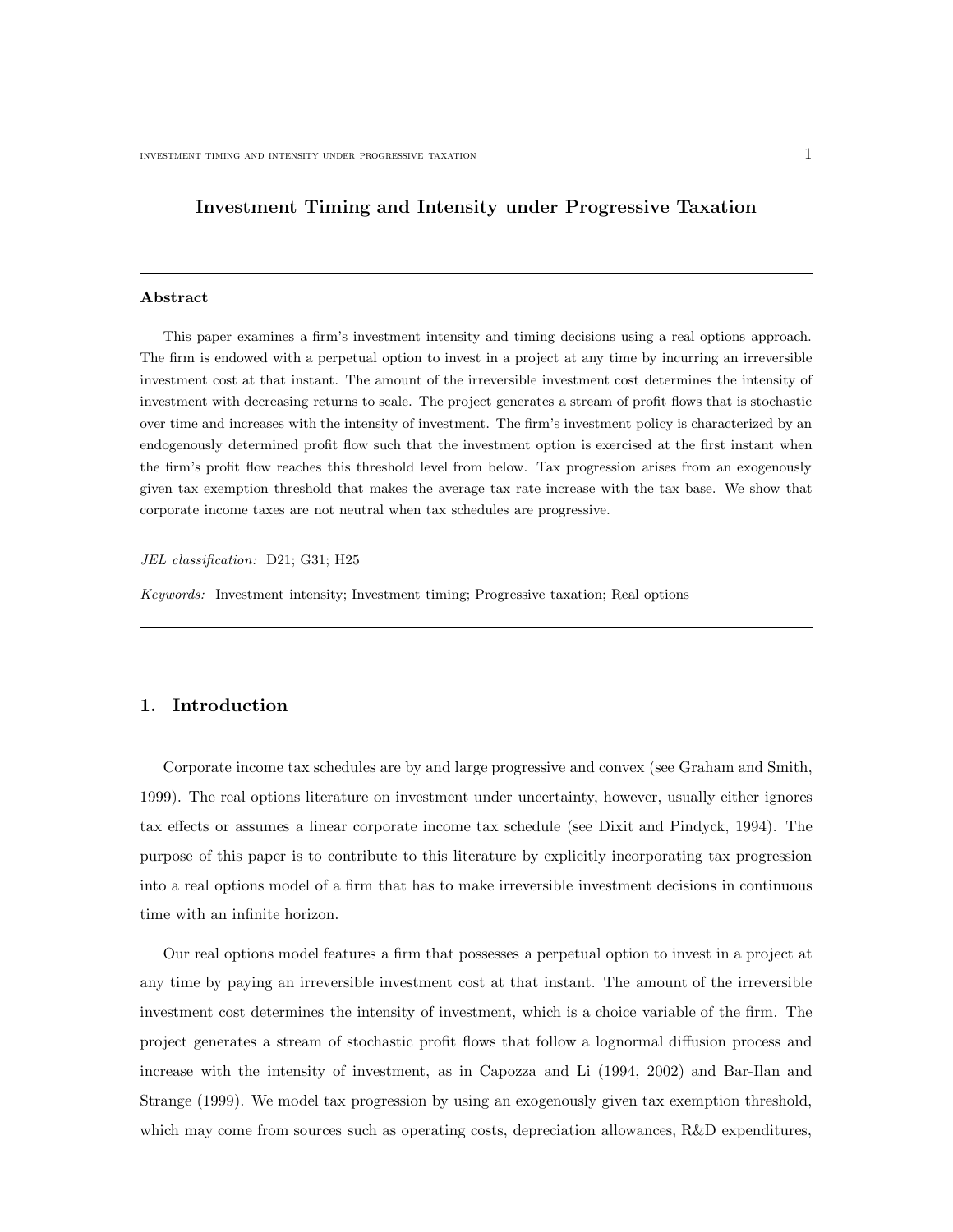## Investment Timing and Intensity under Progressive Taxation

---

**Abstract**

This paper examines a firm's investment intensity and timing decisions using a real options approach. The firm is endowed with a perpetual option to invest in a project at any time by incurring an irreversible investment cost at that instant. The amount of the irreversible investment cost determines the intensity of investment with decreasing returns to scale. The project generates a stream of profit flows that is stochastic over time and increases with the intensity of investment. The firm's investment policy is characterized by an endogenously determined profit flow such that the investment option is exercised at the first instant when the firm's profit flow reaches this threshold level from below. Tax progression arises from an exogenously given tax exemption threshold that makes the average tax rate increase with the tax base. We show that corporate income taxes are not neutral when tax schedules are progressive.

*JEL classification:* D21; G31; H25

*Keywords:* Investment intensity; Investment timing; Progressive taxation; Real options

---

## 1. Introduction

Corporate income tax schedules are by and large progressive and convex (see Graham and Smith, 1999). The real options literature on investment under uncertainty, however, usually either ignores tax effects or assumes a linear corporate income tax schedule (see Dixit and Pindyck, 1994). The purpose of this paper is to contribute to this literature by explicitly incorporating tax progression into a real options model of a firm that has to make irreversible investment decisions in continuous time with an infinite horizon.

Our real options model features a firm that possesses a perpetual option to invest in a project at any time by paying an irreversible investment cost at that instant. The amount of the irreversible investment cost determines the intensity of investment, which is a choice variable of the firm. The project generates a stream of stochastic profit flows that follow a lognormal diffusion process and increase with the intensity of investment, as in Capozza and Li (1994, 2002) and Bar-Ilan and Strange (1999). We model tax progression by using an exogenously given tax exemption threshold, which may come from sources such as operating costs, depreciation allowances, R&D expenditures,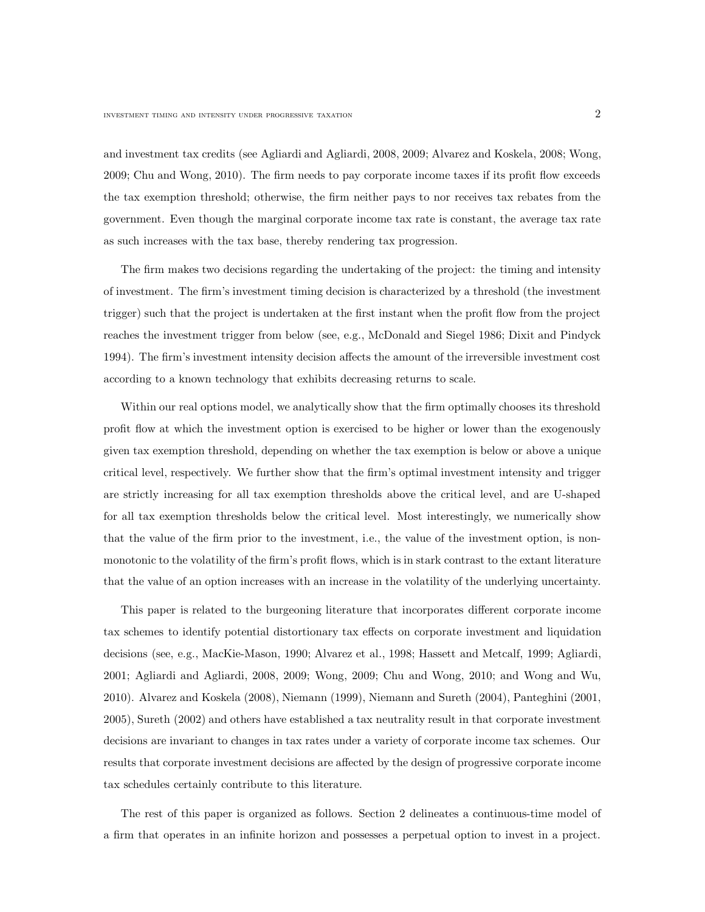and investment tax credits (see Agliardi and Agliardi, 2008, 2009; Alvarez and Koskela, 2008; Wong, 2009; Chu and Wong, 2010). The firm needs to pay corporate income taxes if its profit flow exceeds the tax exemption threshold; otherwise, the firm neither pays to nor receives tax rebates from the government. Even though the marginal corporate income tax rate is constant, the average tax rate as such increases with the tax base, thereby rendering tax progression.

The firm makes two decisions regarding the undertaking of the project: the timing and intensity of investment. The firm's investment timing decision is characterized by a threshold (the investment trigger) such that the project is undertaken at the first instant when the profit flow from the project reaches the investment trigger from below (see, e.g., McDonald and Siegel 1986; Dixit and Pindyck 1994). The firm's investment intensity decision affects the amount of the irreversible investment cost according to a known technology that exhibits decreasing returns to scale.

Within our real options model, we analytically show that the firm optimally chooses its threshold profit flow at which the investment option is exercised to be higher or lower than the exogenously given tax exemption threshold, depending on whether the tax exemption is below or above a unique critical level, respectively. We further show that the firm's optimal investment intensity and trigger are strictly increasing for all tax exemption thresholds above the critical level, and are U-shaped for all tax exemption thresholds below the critical level. Most interestingly, we numerically show that the value of the firm prior to the investment, i.e., the value of the investment option, is non-monotonic to the volatility of the firm's profit flows, which is in stark contrast to the extant literature that the value of an option increases with an increase in the volatility of the underlying uncertainty.

This paper is related to the burgeoning literature that incorporates different corporate income tax schemes to identify potential distortionary tax effects on corporate investment and liquidation decisions (see, e.g., MacKie-Mason, 1990; Alvarez et al., 1998; Hassett and Metcalf, 1999; Agliardi, 2001; Agliardi and Agliardi, 2008, 2009; Wong, 2009; Chu and Wong, 2010; and Wong and Wu, 2010). Alvarez and Koskela (2008), Niemann (1999), Niemann and Sureth (2004), Panteghini (2001, 2005), Sureth (2002) and others have established a tax neutrality result in that corporate investment decisions are invariant to changes in tax rates under a variety of corporate income tax schemes. Our results that corporate investment decisions are affected by the design of progressive corporate income tax schedules certainly contribute to this literature.

The rest of this paper is organized as follows. Section 2 delineates a continuous-time model of a firm that operates in an infinite horizon and possesses a perpetual option to invest in a project.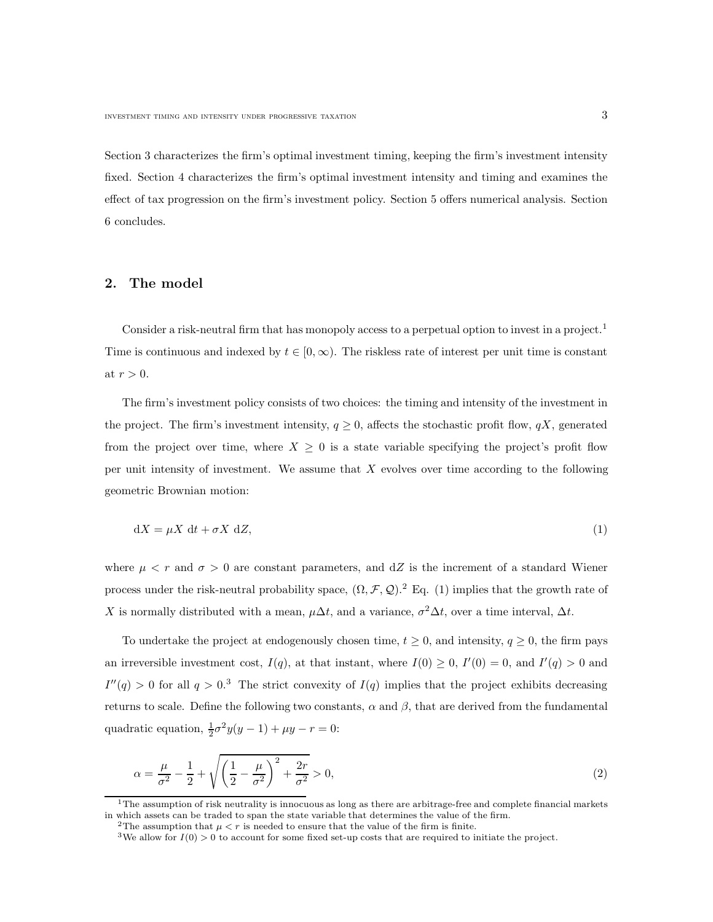Section 3 characterizes the firm's optimal investment timing, keeping the firm's investment intensity fixed. Section 4 characterizes the firm's optimal investment intensity and timing and examines the effect of tax progression on the firm's investment policy. Section 5 offers numerical analysis. Section 6 concludes.

## 2. The model

Consider a risk-neutral firm that has monopoly access to a perpetual option to invest in a project.[1] Time is continuous and indexed by $t \in [0, \infty)$. The riskless rate of interest per unit time is constant at $r > 0$.

The firm's investment policy consists of two choices: the timing and intensity of the investment in the project. The firm's investment intensity, $q \geq 0$, affects the stochastic profit flow, $qX$, generated from the project over time, where $X \geq 0$ is a state variable specifying the project's profit flow per unit intensity of investment. We assume that $X$ evolves over time according to the following geometric Brownian motion:

$$\mathrm{d}X = \mu X \ \mathrm{d}t + \sigma X \ \mathrm{d}Z, \tag{1}$$

where $\mu < r$ and $\sigma > 0$ are constant parameters, and $\mathrm{d}Z$ is the increment of a standard Wiener process under the risk-neutral probability space, $(\Omega, \mathcal{F}, \mathcal{Q})$.[2] Eq. (1) implies that the growth rate of $X$ is normally distributed with a mean, $\mu\Delta t$, and a variance, $\sigma^2\Delta t$, over a time interval, $\Delta t$.

To undertake the project at endogenously chosen time, $t \geq 0$, and intensity, $q \geq 0$, the firm pays an irreversible investment cost, $I(q)$, at that instant, where $I(0) \geq 0$, $I'(0) = 0$, and $I'(q) > 0$ and $I''(q) > 0$ for all $q > 0$.[3] The strict convexity of $I(q)$ implies that the project exhibits decreasing returns to scale. Define the following two constants, $\alpha$ and $\beta$, that are derived from the fundamental quadratic equation, $\frac{1}{2}\sigma^2 y(y-1) + \mu y - r = 0$:

$$\alpha = \frac{\mu}{\sigma^2} - \frac{1}{2} + \sqrt{\left(\frac{1}{2} - \frac{\mu}{\sigma^2}\right)^2 + \frac{2r}{\sigma^2}} > 0, \tag{2}$$

---

[1] The assumption of risk neutrality is innocuous as long as there are arbitrage-free and complete financial markets in which assets can be traded to span the state variable that determines the value of the firm.

[2] The assumption that $\mu < r$ is needed to ensure that the value of the firm is finite.

[3] We allow for $I(0) > 0$ to account for some fixed set-up costs that are required to initiate the project.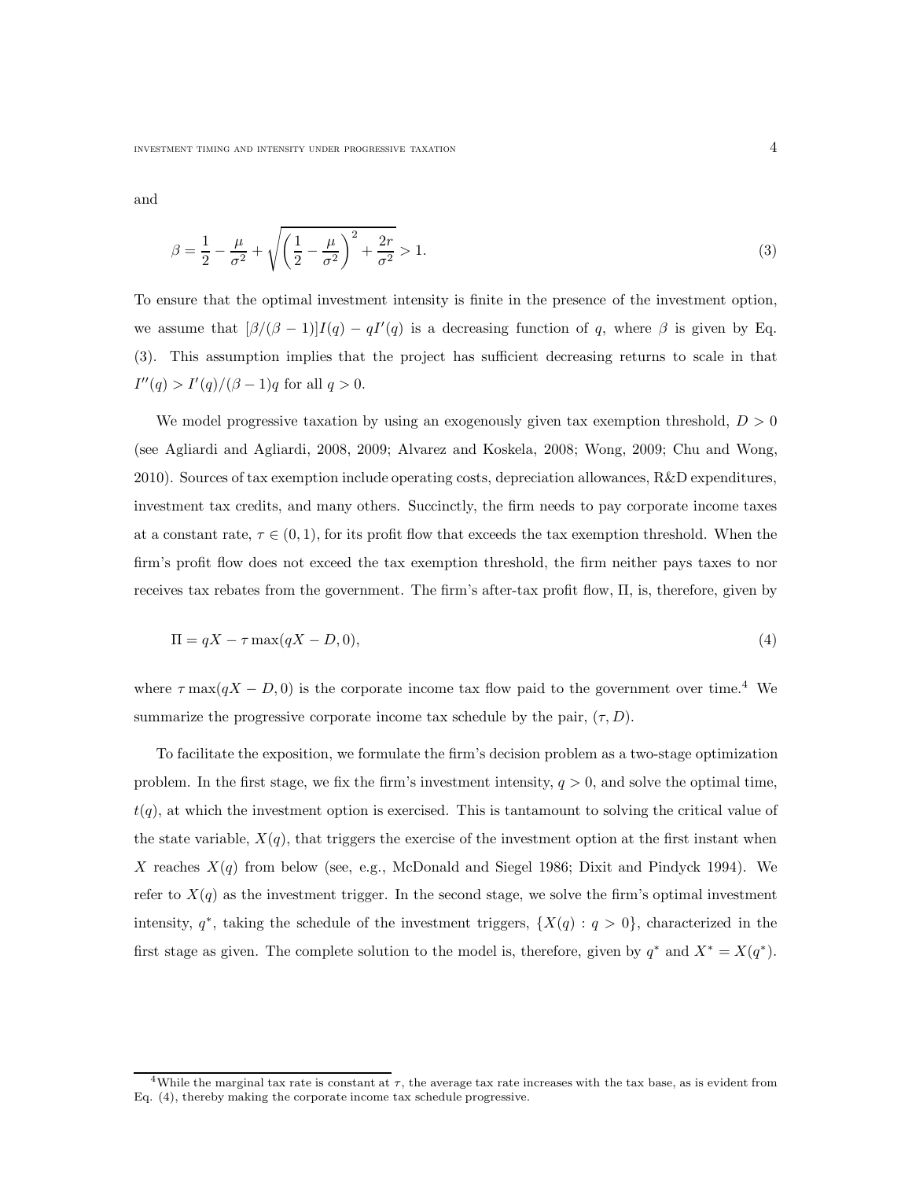and

$$\beta = \frac{1}{2} - \frac{\mu}{\sigma^2} + \sqrt{\left(\frac{1}{2} - \frac{\mu}{\sigma^2}\right)^2 + \frac{2r}{\sigma^2}} > 1. \tag{3}$$

To ensure that the optimal investment intensity is finite in the presence of the investment option, we assume that $[\beta/(\beta-1)]I(q) - qI'(q)$ is a decreasing function of $q$, where $\beta$ is given by Eq. (3). This assumption implies that the project has sufficient decreasing returns to scale in that $I''(q) > I'(q)/(\beta-1)q$ for all $q > 0$.

We model progressive taxation by using an exogenously given tax exemption threshold, $D > 0$ (see Agliardi and Agliardi, 2008, 2009; Alvarez and Koskela, 2008; Wong, 2009; Chu and Wong, 2010). Sources of tax exemption include operating costs, depreciation allowances, R&D expenditures, investment tax credits, and many others. Succinctly, the firm needs to pay corporate income taxes at a constant rate, $\tau \in (0,1)$, for its profit flow that exceeds the tax exemption threshold. When the firm's profit flow does not exceed the tax exemption threshold, the firm neither pays taxes to nor receives tax rebates from the government. The firm's after-tax profit flow, $\Pi$, is, therefore, given by

$$\Pi = qX - \tau \max(qX - D, 0), \tag{4}$$

where $\tau \max(qX - D, 0)$ is the corporate income tax flow paid to the government over time.[4] We summarize the progressive corporate income tax schedule by the pair, $(\tau, D)$.

To facilitate the exposition, we formulate the firm's decision problem as a two-stage optimization problem. In the first stage, we fix the firm's investment intensity, $q > 0$, and solve the optimal time, $t(q)$, at which the investment option is exercised. This is tantamount to solving the critical value of the state variable, $X(q)$, that triggers the exercise of the investment option at the first instant when $X$ reaches $X(q)$ from below (see, e.g., McDonald and Siegel 1986; Dixit and Pindyck 1994). We refer to $X(q)$ as the investment trigger. In the second stage, we solve the firm's optimal investment intensity, $q^*$, taking the schedule of the investment triggers, $\{X(q) : q > 0\}$, characterized in the first stage as given. The complete solution to the model is, therefore, given by $q^*$ and $X^* = X(q^*)$.

[4] While the marginal tax rate is constant at $\tau$, the average tax rate increases with the tax base, as is evident from Eq. (4), thereby making the corporate income tax schedule progressive.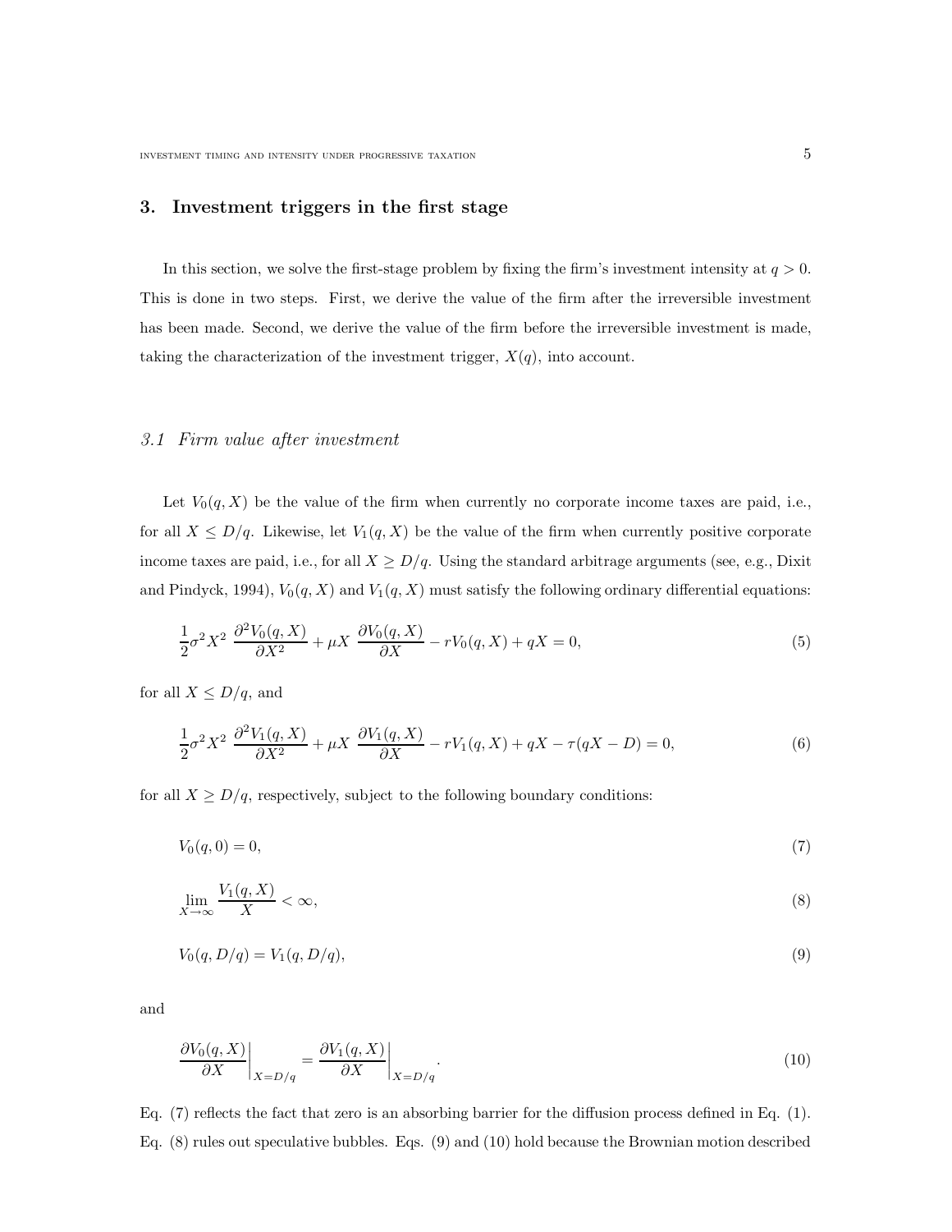## 3. Investment triggers in the first stage

In this section, we solve the first-stage problem by fixing the firm's investment intensity at $q > 0$. This is done in two steps. First, we derive the value of the firm after the irreversible investment has been made. Second, we derive the value of the firm before the irreversible investment is made, taking the characterization of the investment trigger, $X(q)$, into account.

### *3.1 Firm value after investment*

Let $V_0(q, X)$ be the value of the firm when currently no corporate income taxes are paid, i.e., for all $X \leq D/q$. Likewise, let $V_1(q, X)$ be the value of the firm when currently positive corporate income taxes are paid, i.e., for all $X \geq D/q$. Using the standard arbitrage arguments (see, e.g., Dixit and Pindyck, 1994), $V_0(q, X)$ and $V_1(q, X)$ must satisfy the following ordinary differential equations:

$$\frac{1}{2}\sigma^2 X^2 \; \frac{\partial^2 V_0(q, X)}{\partial X^2} + \mu X \; \frac{\partial V_0(q, X)}{\partial X} - rV_0(q, X) + qX = 0, \tag{5}$$

for all $X \leq D/q$, and

$$\frac{1}{2}\sigma^2 X^2 \; \frac{\partial^2 V_1(q, X)}{\partial X^2} + \mu X \; \frac{\partial V_1(q, X)}{\partial X} - rV_1(q, X) + qX - \tau(qX - D) = 0, \tag{6}$$

for all $X \geq D/q$, respectively, subject to the following boundary conditions:

$$V_0(q, 0) = 0, \tag{7}$$

$$\lim_{X \to \infty} \frac{V_1(q, X)}{X} < \infty, \tag{8}$$

$$V_0(q, D/q) = V_1(q, D/q), \tag{9}$$

and

$$\left.\frac{\partial V_0(q, X)}{\partial X}\right|_{X=D/q} = \left.\frac{\partial V_1(q, X)}{\partial X}\right|_{X=D/q}. \tag{10}$$

Eq. (7) reflects the fact that zero is an absorbing barrier for the diffusion process defined in Eq. (1). Eq. (8) rules out speculative bubbles. Eqs. (9) and (10) hold because the Brownian motion described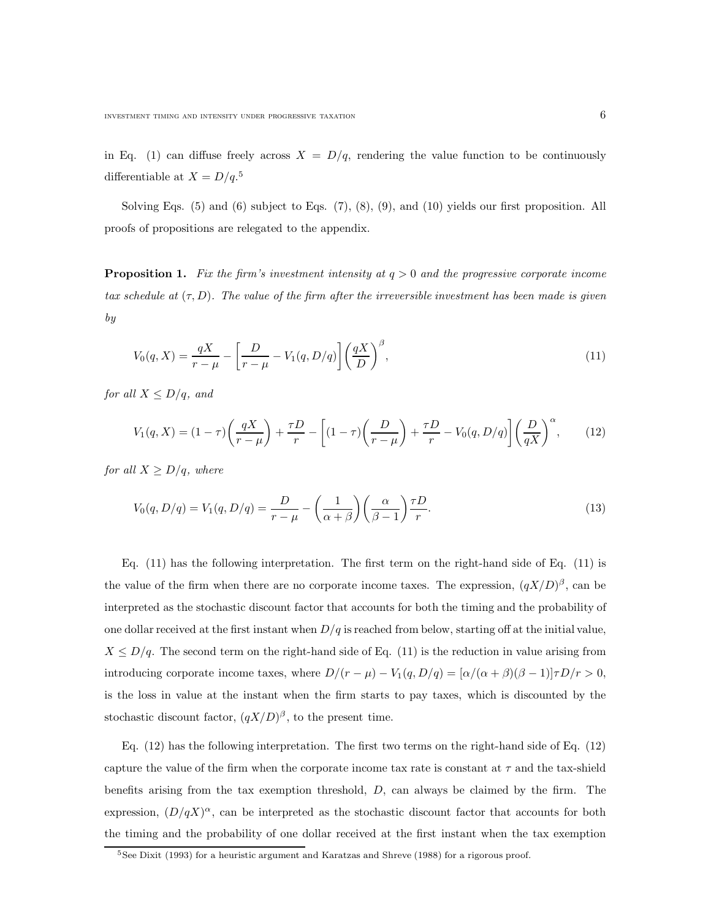in Eq. (1) can diffuse freely across $X = D/q$, rendering the value function to be continuously differentiable at $X = D/q$.[5]

Solving Eqs. (5) and (6) subject to Eqs. (7), (8), (9), and (10) yields our first proposition. All proofs of propositions are relegated to the appendix.

**Proposition 1.** *Fix the firm's investment intensity at $q > 0$ and the progressive corporate income tax schedule at $(\tau, D)$. The value of the firm after the irreversible investment has been made is given by*

$$V_0(q, X) = \frac{qX}{r - \mu} - \left[\frac{D}{r - \mu} - V_1(q, D/q)\right]\left(\frac{qX}{D}\right)^{\beta}, \tag{11}$$

*for all $X \leq D/q$, and*

$$V_1(q, X) = (1 - \tau)\left(\frac{qX}{r - \mu}\right) + \frac{\tau D}{r} - \left[(1 - \tau)\left(\frac{D}{r - \mu}\right) + \frac{\tau D}{r} - V_0(q, D/q)\right]\left(\frac{D}{qX}\right)^{\alpha}, \tag{12}$$

*for all $X \geq D/q$, where*

$$V_0(q, D/q) = V_1(q, D/q) = \frac{D}{r - \mu} - \left(\frac{1}{\alpha + \beta}\right)\left(\frac{\alpha}{\beta - 1}\right)\frac{\tau D}{r}. \tag{13}$$

Eq. (11) has the following interpretation. The first term on the right-hand side of Eq. (11) is the value of the firm when there are no corporate income taxes. The expression, $(qX/D)^{\beta}$, can be interpreted as the stochastic discount factor that accounts for both the timing and the probability of one dollar received at the first instant when $D/q$ is reached from below, starting off at the initial value, $X \leq D/q$. The second term on the right-hand side of Eq. (11) is the reduction in value arising from introducing corporate income taxes, where $D/(r - \mu) - V_1(q, D/q) = [\alpha/(\alpha + \beta)(\beta - 1)]\tau D/r > 0$, is the loss in value at the instant when the firm starts to pay taxes, which is discounted by the stochastic discount factor, $(qX/D)^{\beta}$, to the present time.

Eq. (12) has the following interpretation. The first two terms on the right-hand side of Eq. (12) capture the value of the firm when the corporate income tax rate is constant at $\tau$ and the tax-shield benefits arising from the tax exemption threshold, $D$, can always be claimed by the firm. The expression, $(D/qX)^{\alpha}$, can be interpreted as the stochastic discount factor that accounts for both the timing and the probability of one dollar received at the first instant when the tax exemption

[5] See Dixit (1993) for a heuristic argument and Karatzas and Shreve (1988) for a rigorous proof.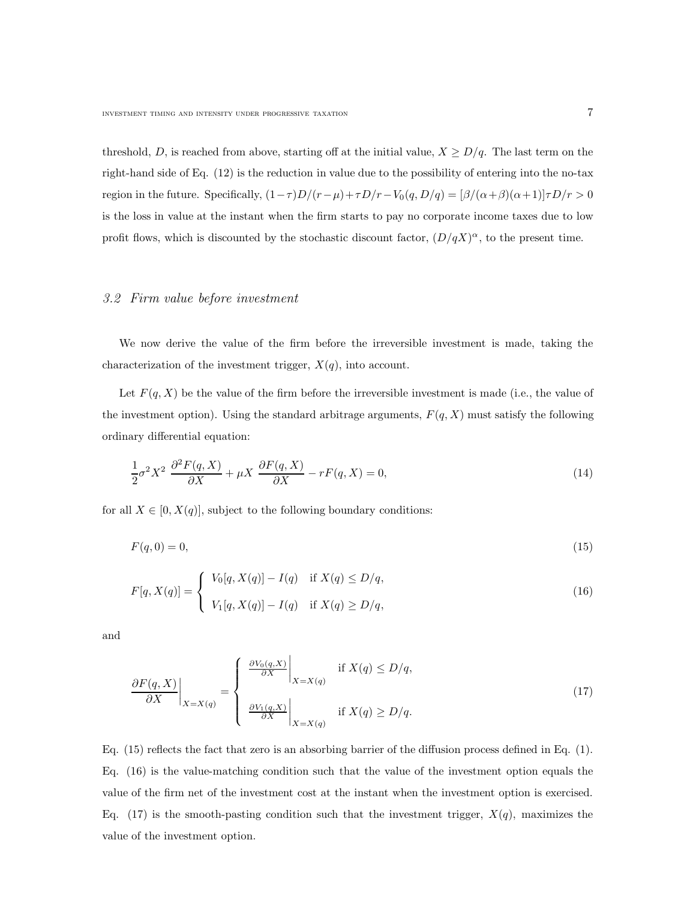threshold, $D$, is reached from above, starting off at the initial value, $X \geq D/q$. The last term on the right-hand side of Eq. (12) is the reduction in value due to the possibility of entering into the no-tax region in the future. Specifically, $(1-\tau)D/(r-\mu)+\tau D/r - V_0(q, D/q) = [\beta/(\alpha+\beta)(\alpha+1)]\tau D/r > 0$ is the loss in value at the instant when the firm starts to pay no corporate income taxes due to low profit flows, which is discounted by the stochastic discount factor, $(D/qX)^{\alpha}$, to the present time.

## *3.2 Firm value before investment*

We now derive the value of the firm before the irreversible investment is made, taking the characterization of the investment trigger, $X(q)$, into account.

Let $F(q, X)$ be the value of the firm before the irreversible investment is made (i.e., the value of the investment option). Using the standard arbitrage arguments, $F(q, X)$ must satisfy the following ordinary differential equation:

$$\frac{1}{2}\sigma^2 X^2 \, \frac{\partial^2 F(q, X)}{\partial X} + \mu X \, \frac{\partial F(q, X)}{\partial X} - rF(q, X) = 0, \tag{14}$$

for all $X \in [0, X(q)]$, subject to the following boundary conditions:

$$F(q, 0) = 0, \tag{15}$$

$$F[q, X(q)] = \begin{cases} V_0[q, X(q)] - I(q) & \text{if } X(q) \leq D/q, \\ V_1[q, X(q)] - I(q) & \text{if } X(q) \geq D/q, \end{cases} \tag{16}$$

and

$$\left.\frac{\partial F(q, X)}{\partial X}\right|_{X=X(q)} = \begin{cases} \left.\frac{\partial V_0(q,X)}{\partial X}\right|_{X=X(q)} & \text{if } X(q) \leq D/q, \\ \left.\frac{\partial V_1(q,X)}{\partial X}\right|_{X=X(q)} & \text{if } X(q) \geq D/q. \end{cases} \tag{17}$$

Eq. (15) reflects the fact that zero is an absorbing barrier of the diffusion process defined in Eq. (1). Eq. (16) is the value-matching condition such that the value of the investment option equals the value of the firm net of the investment cost at the instant when the investment option is exercised. Eq. (17) is the smooth-pasting condition such that the investment trigger, $X(q)$, maximizes the value of the investment option.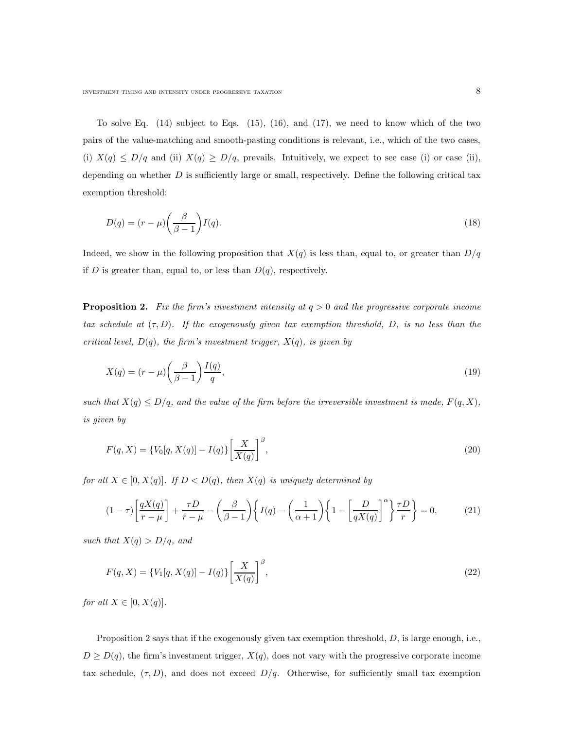To solve Eq. (14) subject to Eqs. (15), (16), and (17), we need to know which of the two pairs of the value-matching and smooth-pasting conditions is relevant, i.e., which of the two cases, (i) $X(q) \leq D/q$ and (ii) $X(q) \geq D/q$, prevails. Intuitively, we expect to see case (i) or case (ii), depending on whether $D$ is sufficiently large or small, respectively. Define the following critical tax exemption threshold:

$$D(q) = (r - \mu)\left(\frac{\beta}{\beta - 1}\right)I(q). \tag{18}$$

Indeed, we show in the following proposition that $X(q)$ is less than, equal to, or greater than $D/q$ if $D$ is greater than, equal to, or less than $D(q)$, respectively.

**Proposition 2.** *Fix the firm's investment intensity at $q > 0$ and the progressive corporate income tax schedule at $(\tau, D)$. If the exogenously given tax exemption threshold, $D$, is no less than the critical level, $D(q)$, the firm's investment trigger, $X(q)$, is given by*

$$X(q) = (r - \mu)\left(\frac{\beta}{\beta - 1}\right)\frac{I(q)}{q}, \tag{19}$$

*such that $X(q) \leq D/q$, and the value of the firm before the irreversible investment is made, $F(q, X)$, is given by*

$$F(q, X) = \{V_0[q, X(q)] - I(q)\}\left[\frac{X}{X(q)}\right]^{\beta}, \tag{20}$$

*for all $X \in [0, X(q)]$. If $D < D(q)$, then $X(q)$ is uniquely determined by*

$$(1 - \tau)\left[\frac{qX(q)}{r - \mu}\right] + \frac{\tau D}{r - \mu} - \left(\frac{\beta}{\beta - 1}\right)\left\{I(q) - \left(\frac{1}{\alpha + 1}\right)\left\{1 - \left[\frac{D}{qX(q)}\right]^{\alpha}\right\}\frac{\tau D}{r}\right\} = 0, \tag{21}$$

*such that $X(q) > D/q$, and*

$$F(q, X) = \{V_1[q, X(q)] - I(q)\}\left[\frac{X}{X(q)}\right]^{\beta}, \tag{22}$$

*for all $X \in [0, X(q)]$.*

Proposition 2 says that if the exogenously given tax exemption threshold, $D$, is large enough, i.e., $D \geq D(q)$, the firm's investment trigger, $X(q)$, does not vary with the progressive corporate income tax schedule, $(\tau, D)$, and does not exceed $D/q$. Otherwise, for sufficiently small tax exemption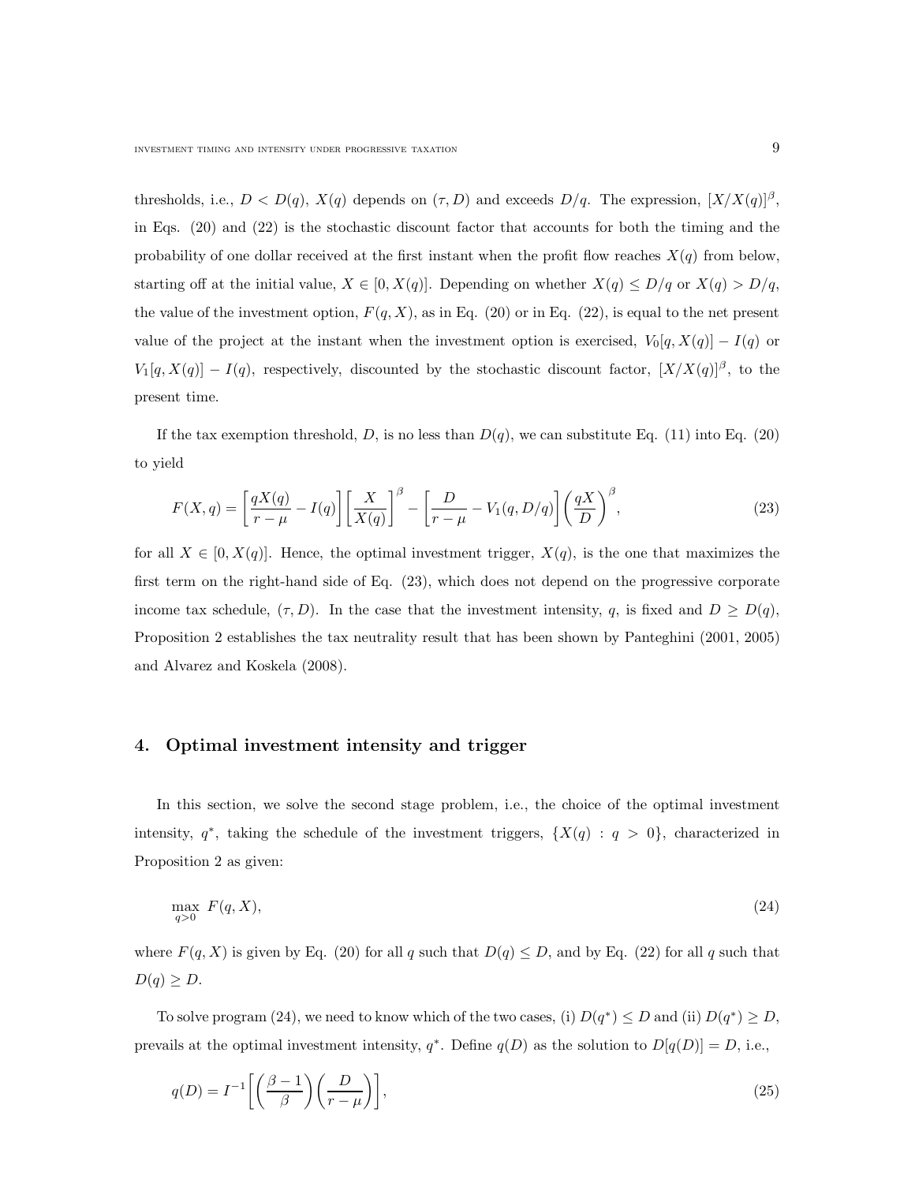thresholds, i.e., $D < D(q)$, $X(q)$ depends on $(\tau, D)$ and exceeds $D/q$. The expression, $[X/X(q)]^{\beta}$, in Eqs. (20) and (22) is the stochastic discount factor that accounts for both the timing and the probability of one dollar received at the first instant when the profit flow reaches $X(q)$ from below, starting off at the initial value, $X \in [0, X(q)]$. Depending on whether $X(q) \leq D/q$ or $X(q) > D/q$, the value of the investment option, $F(q, X)$, as in Eq. (20) or in Eq. (22), is equal to the net present value of the project at the instant when the investment option is exercised, $V_0[q, X(q)] - I(q)$ or $V_1[q, X(q)] - I(q)$, respectively, discounted by the stochastic discount factor, $[X/X(q)]^{\beta}$, to the present time.

If the tax exemption threshold, $D$, is no less than $D(q)$, we can substitute Eq. (11) into Eq. (20) to yield

$$F(X, q) = \left[\frac{qX(q)}{r - \mu} - I(q)\right]\left[\frac{X}{X(q)}\right]^{\beta} - \left[\frac{D}{r - \mu} - V_1(q, D/q)\right]\left(\frac{qX}{D}\right)^{\beta}, \tag{23}$$

for all $X \in [0, X(q)]$. Hence, the optimal investment trigger, $X(q)$, is the one that maximizes the first term on the right-hand side of Eq. (23), which does not depend on the progressive corporate income tax schedule, $(\tau, D)$. In the case that the investment intensity, $q$, is fixed and $D \geq D(q)$, Proposition 2 establishes the tax neutrality result that has been shown by Panteghini (2001, 2005) and Alvarez and Koskela (2008).

## 4. Optimal investment intensity and trigger

In this section, we solve the second stage problem, i.e., the choice of the optimal investment intensity, $q^*$, taking the schedule of the investment triggers, $\{X(q) : q > 0\}$, characterized in Proposition 2 as given:

$$\max_{q>0} \; F(q, X), \tag{24}$$

where $F(q, X)$ is given by Eq. (20) for all $q$ such that $D(q) \leq D$, and by Eq. (22) for all $q$ such that $D(q) \geq D$.

To solve program (24), we need to know which of the two cases, (i) $D(q^*) \leq D$ and (ii) $D(q^*) \geq D$, prevails at the optimal investment intensity, $q^*$. Define $q(D)$ as the solution to $D[q(D)] = D$, i.e.,

$$q(D) = I^{-1}\left[\left(\frac{\beta - 1}{\beta}\right)\left(\frac{D}{r - \mu}\right)\right], \tag{25}$$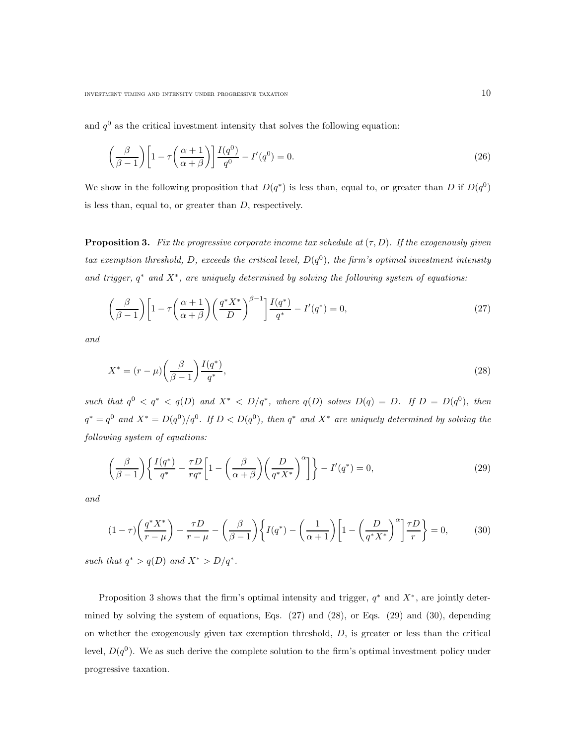and $q^0$ as the critical investment intensity that solves the following equation:

$$\left(\frac{\beta}{\beta-1}\right)\left[1-\tau\left(\frac{\alpha+1}{\alpha+\beta}\right)\right]\frac{I(q^0)}{q^0}-I'(q^0)=0. \tag{26}$$

We show in the following proposition that $D(q^*)$ is less than, equal to, or greater than $D$ if $D(q^0)$ is less than, equal to, or greater than $D$, respectively.

**Proposition 3.** *Fix the progressive corporate income tax schedule at $(\tau, D)$. If the exogenously given tax exemption threshold, $D$, exceeds the critical level, $D(q^0)$, the firm's optimal investment intensity and trigger, $q^*$ and $X^*$, are uniquely determined by solving the following system of equations:*

$$\left(\frac{\beta}{\beta-1}\right)\left[1-\tau\left(\frac{\alpha+1}{\alpha+\beta}\right)\left(\frac{q^*X^*}{D}\right)^{\beta-1}\right]\frac{I(q^*)}{q^*}-I'(q^*)=0, \tag{27}$$

*and*

$$X^*=(r-\mu)\left(\frac{\beta}{\beta-1}\right)\frac{I(q^*)}{q^*}, \tag{28}$$

*such that $q^0<q^*<q(D)$ and $X^*<D/q^*$, where $q(D)$ solves $D(q)=D$. If $D=D(q^0)$, then $q^*=q^0$ and $X^*=D(q^0)/q^0$. If $D<D(q^0)$, then $q^*$ and $X^*$ are uniquely determined by solving the following system of equations:*

$$\left(\frac{\beta}{\beta-1}\right)\left\{\frac{I(q^*)}{q^*}-\frac{\tau D}{rq^*}\left[1-\left(\frac{\beta}{\alpha+\beta}\right)\left(\frac{D}{q^*X^*}\right)^{\alpha}\right]\right\}-I'(q^*)=0, \tag{29}$$

*and*

$$(1-\tau)\left(\frac{q^*X^*}{r-\mu}\right)+\frac{\tau D}{r-\mu}-\left(\frac{\beta}{\beta-1}\right)\left\{I(q^*)-\left(\frac{1}{\alpha+1}\right)\left[1-\left(\frac{D}{q^*X^*}\right)^{\alpha}\right]\frac{\tau D}{r}\right\}=0, \tag{30}$$

*such that $q^*>q(D)$ and $X^*>D/q^*$.*

Proposition 3 shows that the firm's optimal intensity and trigger, $q^*$ and $X^*$, are jointly determined by solving the system of equations, Eqs. (27) and (28), or Eqs. (29) and (30), depending on whether the exogenously given tax exemption threshold, $D$, is greater or less than the critical level, $D(q^0)$. We as such derive the complete solution to the firm's optimal investment policy under progressive taxation.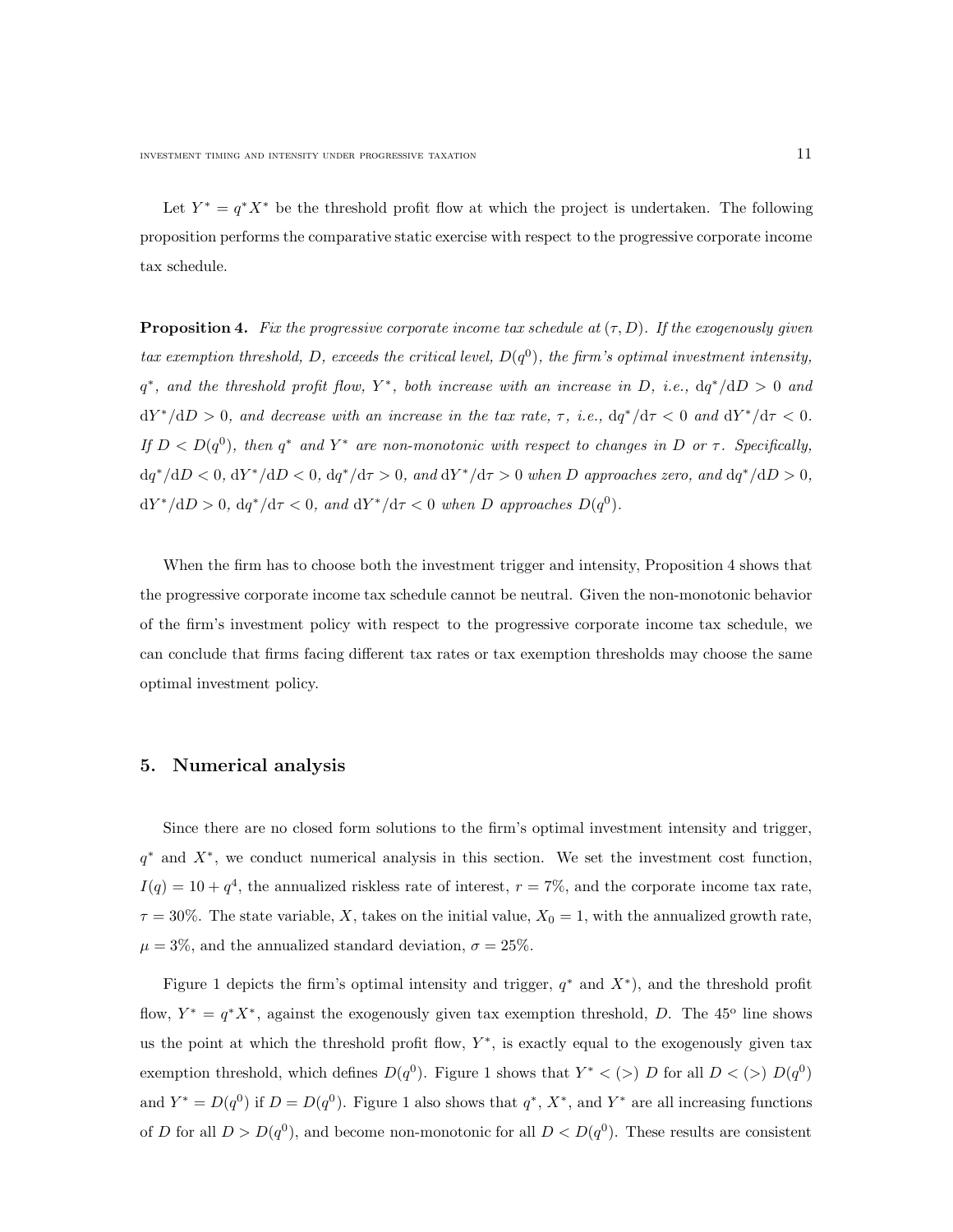Let $Y^* = q^* X^*$ be the threshold profit flow at which the project is undertaken. The following proposition performs the comparative static exercise with respect to the progressive corporate income tax schedule.

**Proposition 4.** *Fix the progressive corporate income tax schedule at* $(\tau, D)$. *If the exogenously given tax exemption threshold,* $D$, *exceeds the critical level,* $D(q^0)$, *the firm's optimal investment intensity,* $q^*$, *and the threshold profit flow,* $Y^*$, *both increase with an increase in* $D$, *i.e.,* $\mathrm{d}q^*/\mathrm{d}D > 0$ *and* $\mathrm{d}Y^*/\mathrm{d}D > 0$, *and decrease with an increase in the tax rate,* $\tau$, *i.e.,* $\mathrm{d}q^*/\mathrm{d}\tau < 0$ *and* $\mathrm{d}Y^*/\mathrm{d}\tau < 0$. *If* $D < D(q^0)$, *then* $q^*$ *and* $Y^*$ *are non-monotonic with respect to changes in* $D$ *or* $\tau$. *Specifically,* $\mathrm{d}q^*/\mathrm{d}D < 0$, $\mathrm{d}Y^*/\mathrm{d}D < 0$, $\mathrm{d}q^*/\mathrm{d}\tau > 0$, *and* $\mathrm{d}Y^*/\mathrm{d}\tau > 0$ *when* $D$ *approaches zero, and* $\mathrm{d}q^*/\mathrm{d}D > 0$, $\mathrm{d}Y^*/\mathrm{d}D > 0$, $\mathrm{d}q^*/\mathrm{d}\tau < 0$, *and* $\mathrm{d}Y^*/\mathrm{d}\tau < 0$ *when* $D$ *approaches* $D(q^0)$.

When the firm has to choose both the investment trigger and intensity, Proposition 4 shows that the progressive corporate income tax schedule cannot be neutral. Given the non-monotonic behavior of the firm's investment policy with respect to the progressive corporate income tax schedule, we can conclude that firms facing different tax rates or tax exemption thresholds may choose the same optimal investment policy.

## 5. Numerical analysis

Since there are no closed form solutions to the firm's optimal investment intensity and trigger, $q^*$ and $X^*$, we conduct numerical analysis in this section. We set the investment cost function, $I(q) = 10 + q^4$, the annualized riskless rate of interest, $r = 7\%$, and the corporate income tax rate, $\tau = 30\%$. The state variable, $X$, takes on the initial value, $X_0 = 1$, with the annualized growth rate, $\mu = 3\%$, and the annualized standard deviation, $\sigma = 25\%$.

Figure 1 depicts the firm's optimal intensity and trigger, $q^*$ and $X^*$), and the threshold profit flow, $Y^* = q^* X^*$, against the exogenously given tax exemption threshold, $D$. The $45^{\mathrm{o}}$ line shows us the point at which the threshold profit flow, $Y^*$, is exactly equal to the exogenously given tax exemption threshold, which defines $D(q^0)$. Figure 1 shows that $Y^* < (>)\ D$ for all $D < (>)\ D(q^0)$ and $Y^* = D(q^0)$ if $D = D(q^0)$. Figure 1 also shows that $q^*$, $X^*$, and $Y^*$ are all increasing functions of $D$ for all $D > D(q^0)$, and become non-monotonic for all $D < D(q^0)$. These results are consistent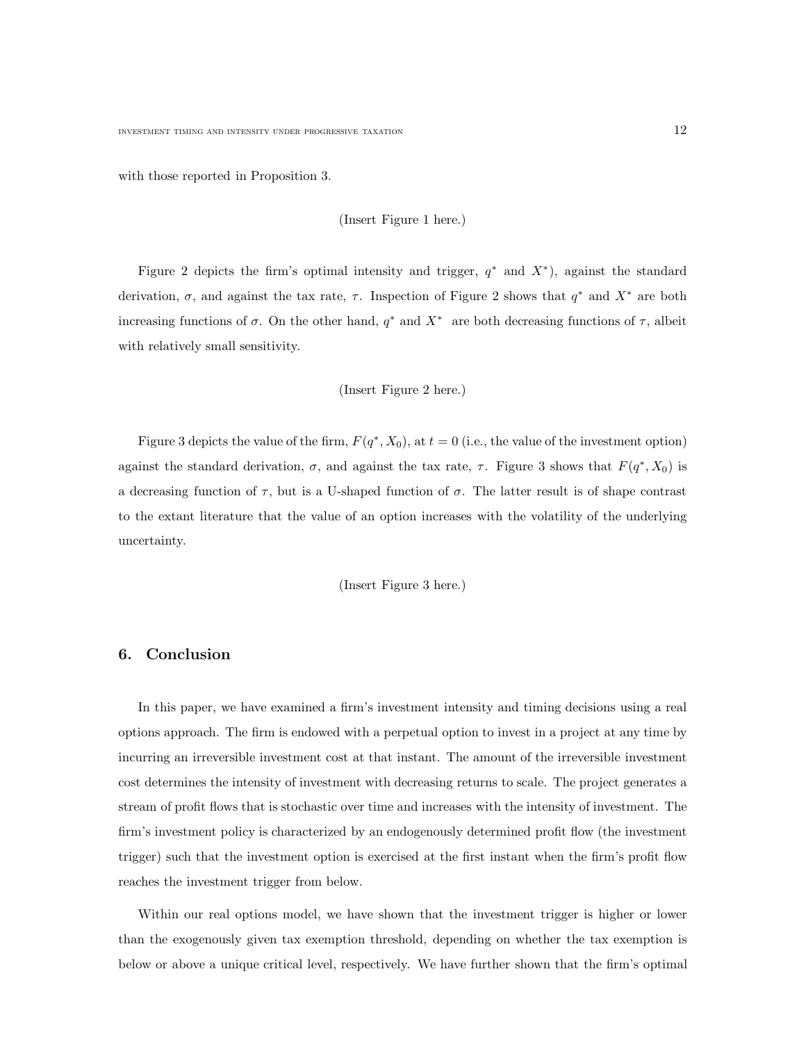with those reported in Proposition 3.

(Insert Figure 1 here.)

Figure 2 depicts the firm's optimal intensity and trigger, $q^*$ and $X^*$), against the standard derivation, $\sigma$, and against the tax rate, $\tau$. Inspection of Figure 2 shows that $q^*$ and $X^*$ are both increasing functions of $\sigma$. On the other hand, $q^*$ and $X^*$ are both decreasing functions of $\tau$, albeit with relatively small sensitivity.

(Insert Figure 2 here.)

Figure 3 depicts the value of the firm, $F(q^*, X_0)$, at $t = 0$ (i.e., the value of the investment option) against the standard derivation, $\sigma$, and against the tax rate, $\tau$. Figure 3 shows that $F(q^*, X_0)$ is a decreasing function of $\tau$, but is a U-shaped function of $\sigma$. The latter result is of shape contrast to the extant literature that the value of an option increases with the volatility of the underlying uncertainty.

(Insert Figure 3 here.)

## 6. Conclusion

In this paper, we have examined a firm's investment intensity and timing decisions using a real options approach. The firm is endowed with a perpetual option to invest in a project at any time by incurring an irreversible investment cost at that instant. The amount of the irreversible investment cost determines the intensity of investment with decreasing returns to scale. The project generates a stream of profit flows that is stochastic over time and increases with the intensity of investment. The firm's investment policy is characterized by an endogenously determined profit flow (the investment trigger) such that the investment option is exercised at the first instant when the firm's profit flow reaches the investment trigger from below.

Within our real options model, we have shown that the investment trigger is higher or lower than the exogenously given tax exemption threshold, depending on whether the tax exemption is below or above a unique critical level, respectively. We have further shown that the firm's optimal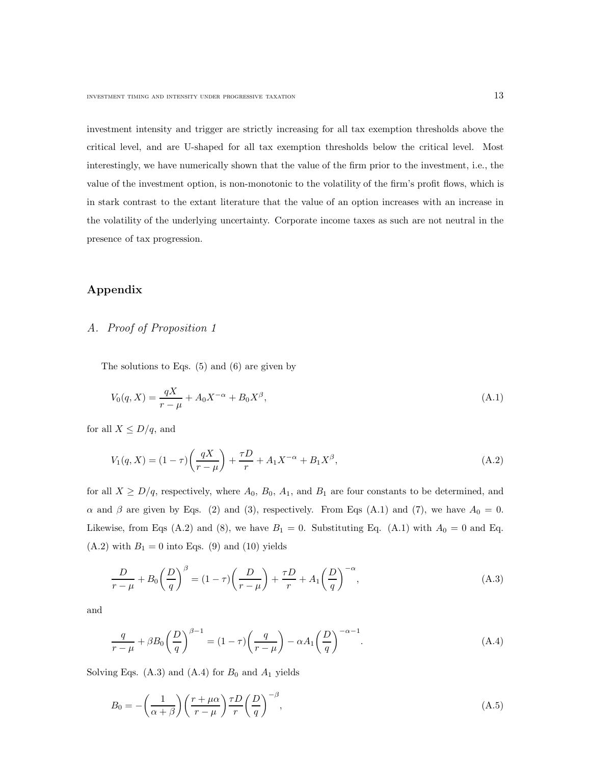investment intensity and trigger are strictly increasing for all tax exemption thresholds above the critical level, and are U-shaped for all tax exemption thresholds below the critical level. Most interestingly, we have numerically shown that the value of the firm prior to the investment, i.e., the value of the investment option, is non-monotonic to the volatility of the firm's profit flows, which is in stark contrast to the extant literature that the value of an option increases with an increase in the volatility of the underlying uncertainty. Corporate income taxes as such are not neutral in the presence of tax progression.

## Appendix

### *A. Proof of Proposition 1*

The solutions to Eqs. (5) and (6) are given by

$$V_0(q, X) = \frac{qX}{r-\mu} + A_0 X^{-\alpha} + B_0 X^{\beta}, \tag{A.1}$$

for all $X \leq D/q$, and

$$V_1(q, X) = (1-\tau)\left(\frac{qX}{r-\mu}\right) + \frac{\tau D}{r} + A_1 X^{-\alpha} + B_1 X^{\beta}, \tag{A.2}$$

for all $X \geq D/q$, respectively, where $A_0$, $B_0$, $A_1$, and $B_1$ are four constants to be determined, and $\alpha$ and $\beta$ are given by Eqs. (2) and (3), respectively. From Eqs (A.1) and (7), we have $A_0 = 0$. Likewise, from Eqs (A.2) and (8), we have $B_1 = 0$. Substituting Eq. (A.1) with $A_0 = 0$ and Eq. (A.2) with $B_1 = 0$ into Eqs. (9) and (10) yields

$$\frac{D}{r-\mu} + B_0\left(\frac{D}{q}\right)^{\beta} = (1-\tau)\left(\frac{D}{r-\mu}\right) + \frac{\tau D}{r} + A_1\left(\frac{D}{q}\right)^{-\alpha}, \tag{A.3}$$

and

$$\frac{q}{r-\mu} + \beta B_0\left(\frac{D}{q}\right)^{\beta-1} = (1-\tau)\left(\frac{q}{r-\mu}\right) - \alpha A_1\left(\frac{D}{q}\right)^{-\alpha-1}. \tag{A.4}$$

Solving Eqs. (A.3) and (A.4) for $B_0$ and $A_1$ yields

$$B_0 = -\left(\frac{1}{\alpha+\beta}\right)\left(\frac{r+\mu\alpha}{r-\mu}\right)\frac{\tau D}{r}\left(\frac{D}{q}\right)^{-\beta}, \tag{A.5}$$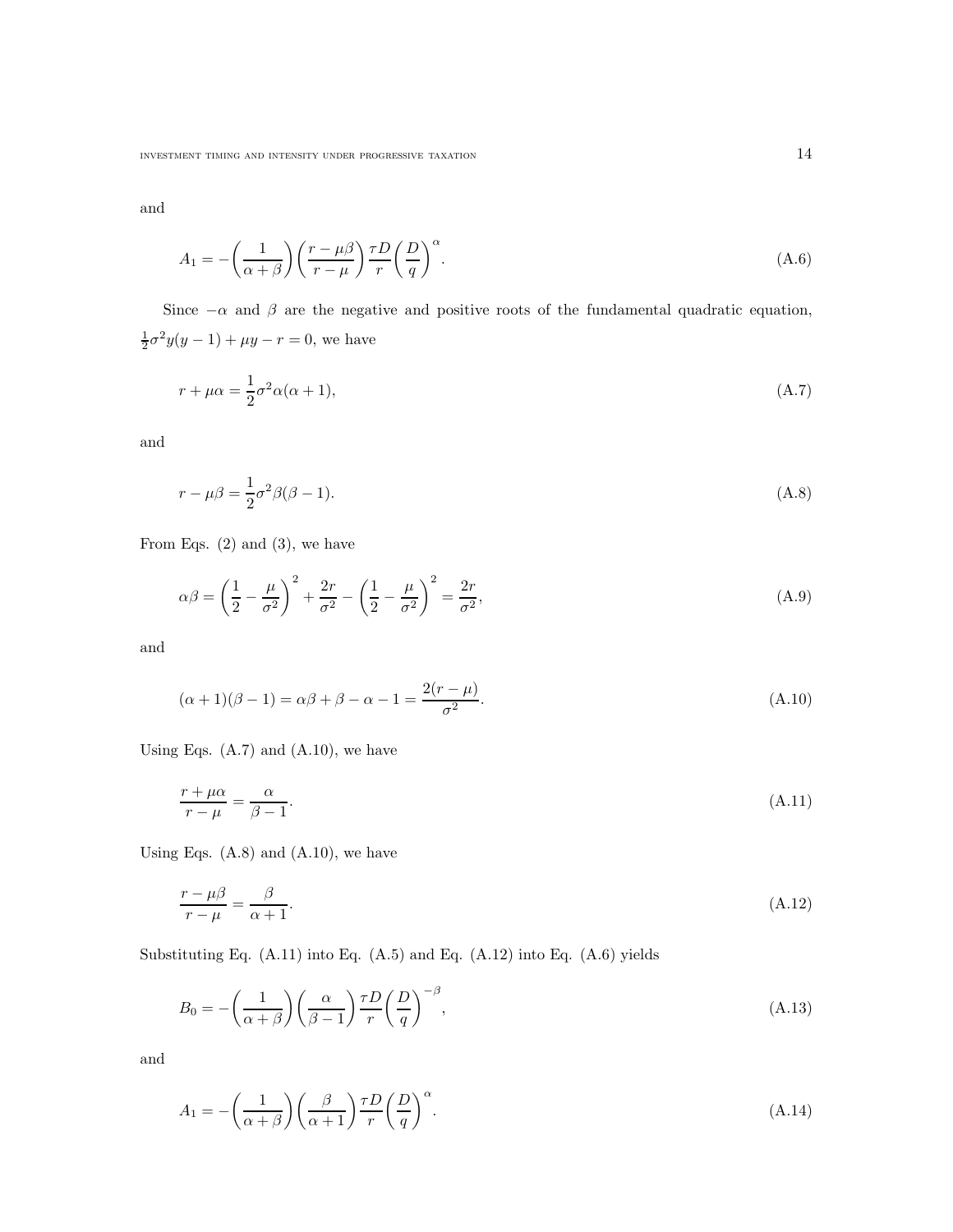and

$$A_1 = -\left(\frac{1}{\alpha+\beta}\right)\left(\frac{r-\mu\beta}{r-\mu}\right)\frac{\tau D}{r}\left(\frac{D}{q}\right)^{\alpha}. \tag{A.6}$$

Since $-\alpha$ and $\beta$ are the negative and positive roots of the fundamental quadratic equation, $\frac{1}{2}\sigma^2 y(y-1) + \mu y - r = 0$, we have

$$r + \mu\alpha = \frac{1}{2}\sigma^2\alpha(\alpha+1), \tag{A.7}$$

and

$$r - \mu\beta = \frac{1}{2}\sigma^2\beta(\beta-1). \tag{A.8}$$

From Eqs. (2) and (3), we have

$$\alpha\beta = \left(\frac{1}{2} - \frac{\mu}{\sigma^2}\right)^2 + \frac{2r}{\sigma^2} - \left(\frac{1}{2} - \frac{\mu}{\sigma^2}\right)^2 = \frac{2r}{\sigma^2}, \tag{A.9}$$

and

$$(\alpha+1)(\beta-1) = \alpha\beta + \beta - \alpha - 1 = \frac{2(r-\mu)}{\sigma^2}. \tag{A.10}$$

Using Eqs. (A.7) and (A.10), we have

$$\frac{r+\mu\alpha}{r-\mu} = \frac{\alpha}{\beta-1}. \tag{A.11}$$

Using Eqs. (A.8) and (A.10), we have

$$\frac{r-\mu\beta}{r-\mu} = \frac{\beta}{\alpha+1}. \tag{A.12}$$

Substituting Eq. (A.11) into Eq. (A.5) and Eq. (A.12) into Eq. (A.6) yields

$$B_0 = -\left(\frac{1}{\alpha+\beta}\right)\left(\frac{\alpha}{\beta-1}\right)\frac{\tau D}{r}\left(\frac{D}{q}\right)^{-\beta}, \tag{A.13}$$

and

$$A_1 = -\left(\frac{1}{\alpha+\beta}\right)\left(\frac{\beta}{\alpha+1}\right)\frac{\tau D}{r}\left(\frac{D}{q}\right)^{\alpha}. \tag{A.14}$$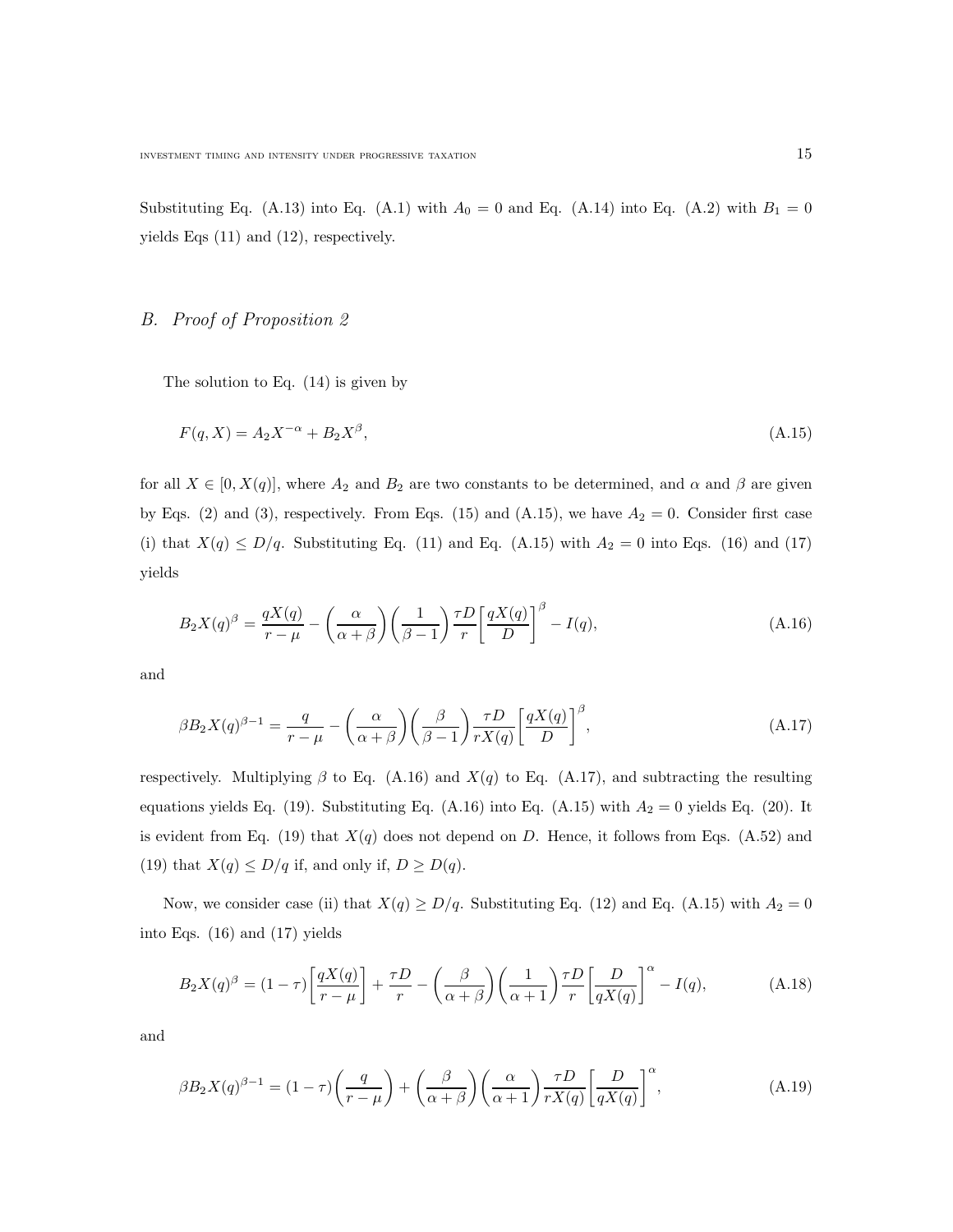Substituting Eq. (A.13) into Eq. (A.1) with $A_0 = 0$ and Eq. (A.14) into Eq. (A.2) with $B_1 = 0$ yields Eqs (11) and (12), respectively.

## B. *Proof of Proposition 2*

The solution to Eq. (14) is given by

$$F(q, X) = A_2 X^{-\alpha} + B_2 X^{\beta}, \tag{A.15}$$

for all $X \in [0, X(q)]$, where $A_2$ and $B_2$ are two constants to be determined, and $\alpha$ and $\beta$ are given by Eqs. (2) and (3), respectively. From Eqs. (15) and (A.15), we have $A_2 = 0$. Consider first case (i) that $X(q) \leq D/q$. Substituting Eq. (11) and Eq. (A.15) with $A_2 = 0$ into Eqs. (16) and (17) yields

$$B_2 X(q)^{\beta} = \frac{qX(q)}{r - \mu} - \left(\frac{\alpha}{\alpha + \beta}\right)\left(\frac{1}{\beta - 1}\right)\frac{\tau D}{r}\left[\frac{qX(q)}{D}\right]^{\beta} - I(q), \tag{A.16}$$

and

$$\beta B_2 X(q)^{\beta - 1} = \frac{q}{r - \mu} - \left(\frac{\alpha}{\alpha + \beta}\right)\left(\frac{\beta}{\beta - 1}\right)\frac{\tau D}{rX(q)}\left[\frac{qX(q)}{D}\right]^{\beta}, \tag{A.17}$$

respectively. Multiplying $\beta$ to Eq. (A.16) and $X(q)$ to Eq. (A.17), and subtracting the resulting equations yields Eq. (19). Substituting Eq. (A.16) into Eq. (A.15) with $A_2 = 0$ yields Eq. (20). It is evident from Eq. (19) that $X(q)$ does not depend on $D$. Hence, it follows from Eqs. (A.52) and (19) that $X(q) \leq D/q$ if, and only if, $D \geq D(q)$.

Now, we consider case (ii) that $X(q) \geq D/q$. Substituting Eq. (12) and Eq. (A.15) with $A_2 = 0$ into Eqs. (16) and (17) yields

$$B_2 X(q)^{\beta} = (1 - \tau)\left[\frac{qX(q)}{r - \mu}\right] + \frac{\tau D}{r} - \left(\frac{\beta}{\alpha + \beta}\right)\left(\frac{1}{\alpha + 1}\right)\frac{\tau D}{r}\left[\frac{D}{qX(q)}\right]^{\alpha} - I(q), \tag{A.18}$$

and

$$\beta B_2 X(q)^{\beta - 1} = (1 - \tau)\left(\frac{q}{r - \mu}\right) + \left(\frac{\beta}{\alpha + \beta}\right)\left(\frac{\alpha}{\alpha + 1}\right)\frac{\tau D}{rX(q)}\left[\frac{D}{qX(q)}\right]^{\alpha}, \tag{A.19}$$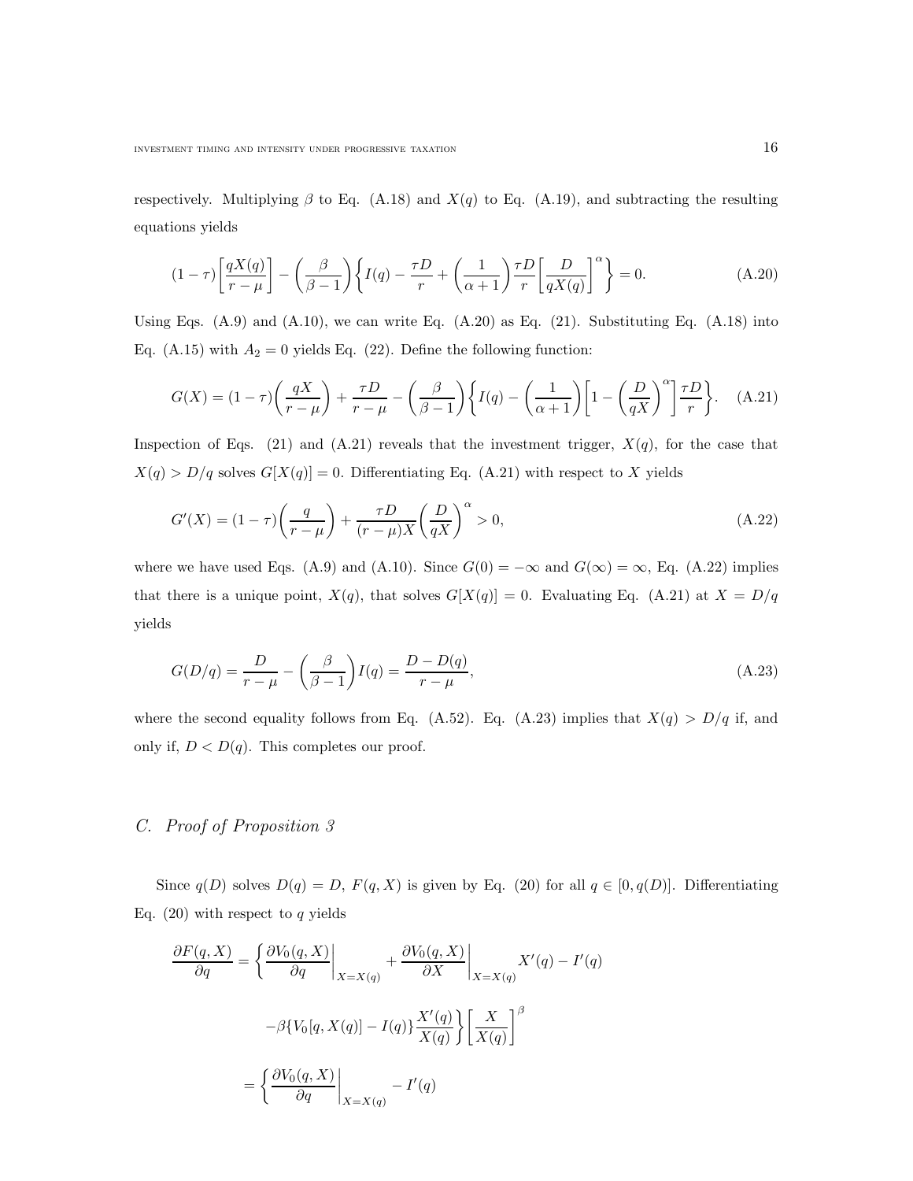respectively. Multiplying $\beta$ to Eq. (A.18) and $X(q)$ to Eq. (A.19), and subtracting the resulting equations yields

$$(1-\tau)\left[\frac{qX(q)}{r-\mu}\right] - \left(\frac{\beta}{\beta-1}\right)\left\{I(q) - \frac{\tau D}{r} + \left(\frac{1}{\alpha+1}\right)\frac{\tau D}{r}\left[\frac{D}{qX(q)}\right]^{\alpha}\right\} = 0. \tag{A.20}$$

Using Eqs. (A.9) and (A.10), we can write Eq. (A.20) as Eq. (21). Substituting Eq. (A.18) into Eq. (A.15) with $A_2 = 0$ yields Eq. (22). Define the following function:

$$G(X) = (1-\tau)\left(\frac{qX}{r-\mu}\right) + \frac{\tau D}{r-\mu} - \left(\frac{\beta}{\beta-1}\right)\left\{I(q) - \left(\frac{1}{\alpha+1}\right)\left[1 - \left(\frac{D}{qX}\right)^{\alpha}\right]\frac{\tau D}{r}\right\}. \tag{A.21}$$

Inspection of Eqs. (21) and (A.21) reveals that the investment trigger, $X(q)$, for the case that $X(q) > D/q$ solves $G[X(q)] = 0$. Differentiating Eq. (A.21) with respect to $X$ yields

$$G'(X) = (1-\tau)\left(\frac{q}{r-\mu}\right) + \frac{\tau D}{(r-\mu)X}\left(\frac{D}{qX}\right)^{\alpha} > 0, \tag{A.22}$$

where we have used Eqs. (A.9) and (A.10). Since $G(0) = -\infty$ and $G(\infty) = \infty$, Eq. (A.22) implies that there is a unique point, $X(q)$, that solves $G[X(q)] = 0$. Evaluating Eq. (A.21) at $X = D/q$ yields

$$G(D/q) = \frac{D}{r-\mu} - \left(\frac{\beta}{\beta-1}\right)I(q) = \frac{D - D(q)}{r-\mu}, \tag{A.23}$$

where the second equality follows from Eq. (A.52). Eq. (A.23) implies that $X(q) > D/q$ if, and only if, $D < D(q)$. This completes our proof.

## *C. Proof of Proposition 3*

Since $q(D)$ solves $D(q) = D$, $F(q, X)$ is given by Eq. (20) for all $q \in [0, q(D)]$. Differentiating Eq. (20) with respect to $q$ yields

$$\begin{aligned}
\frac{\partial F(q,X)}{\partial q} &= \left\{ \frac{\partial V_0(q,X)}{\partial q}\bigg|_{X=X(q)} + \frac{\partial V_0(q,X)}{\partial X}\bigg|_{X=X(q)} X'(q) - I'(q) \right. \\
&\quad \left. -\beta\{V_0[q,X(q)] - I(q)\}\frac{X'(q)}{X(q)} \right\}\left[\frac{X}{X(q)}\right]^{\beta} \\
&= \left\{ \frac{\partial V_0(q,X)}{\partial q}\bigg|_{X=X(q)} - I'(q)
\end{aligned}$$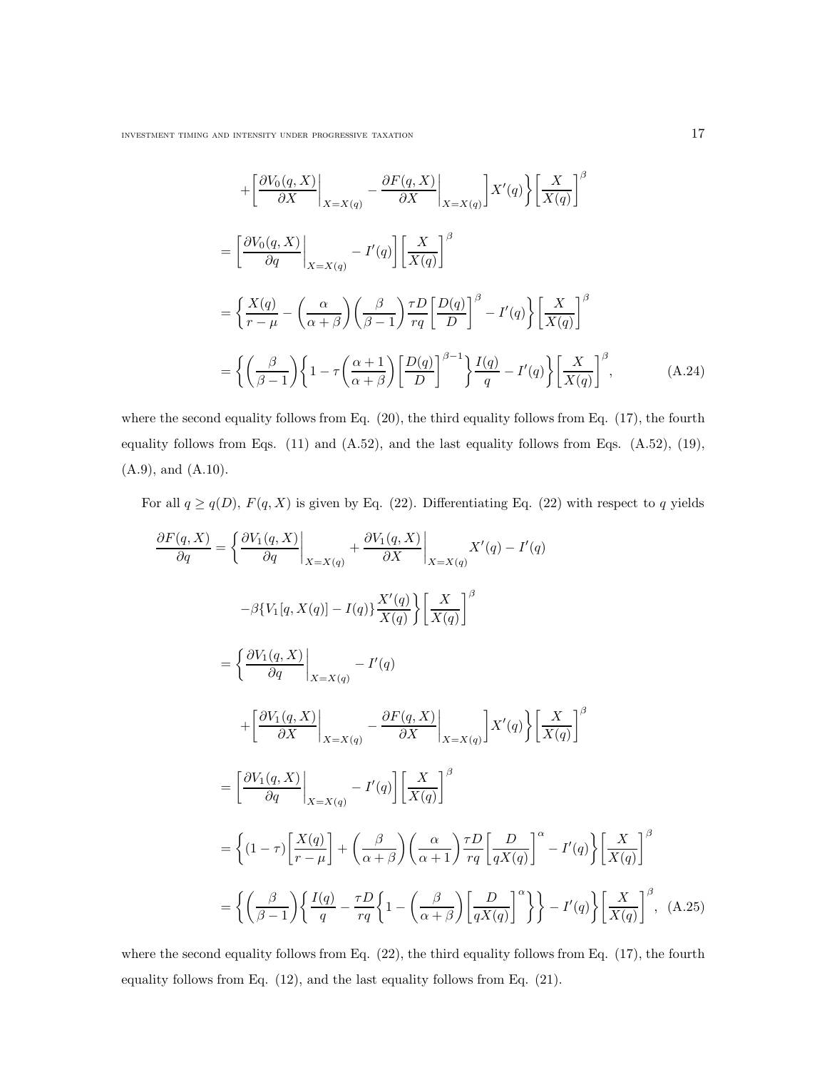$$+\left[\frac{\partial V_0(q,X)}{\partial X}\bigg|_{X=X(q)} - \frac{\partial F(q,X)}{\partial X}\bigg|_{X=X(q)}\right]X'(q)\bigg\}\left[\frac{X}{X(q)}\right]^{\beta}$$

$$= \left[\frac{\partial V_0(q,X)}{\partial q}\bigg|_{X=X(q)} - I'(q)\right]\left[\frac{X}{X(q)}\right]^{\beta}$$

$$= \left\{\frac{X(q)}{r-\mu} - \left(\frac{\alpha}{\alpha+\beta}\right)\left(\frac{\beta}{\beta-1}\right)\frac{\tau D}{rq}\left[\frac{D(q)}{D}\right]^{\beta} - I'(q)\right\}\left[\frac{X}{X(q)}\right]^{\beta}$$

$$= \left\{\left(\frac{\beta}{\beta-1}\right)\left\{1 - \tau\left(\frac{\alpha+1}{\alpha+\beta}\right)\left[\frac{D(q)}{D}\right]^{\beta-1}\right\}\frac{I(q)}{q} - I'(q)\right\}\left[\frac{X}{X(q)}\right]^{\beta}, \tag{A.24}$$

where the second equality follows from Eq. (20), the third equality follows from Eq. (17), the fourth equality follows from Eqs. (11) and (A.52), and the last equality follows from Eqs. (A.52), (19), (A.9), and (A.10).

For all $q \geq q(D)$, $F(q,X)$ is given by Eq. (22). Differentiating Eq. (22) with respect to $q$ yields

$$\frac{\partial F(q,X)}{\partial q} = \left\{\frac{\partial V_1(q,X)}{\partial q}\bigg|_{X=X(q)} + \frac{\partial V_1(q,X)}{\partial X}\bigg|_{X=X(q)} X'(q) - I'(q)\right.$$

$$\left. -\beta\{V_1[q,X(q)] - I(q)\}\frac{X'(q)}{X(q)}\right\}\left[\frac{X}{X(q)}\right]^{\beta}$$

$$= \left\{\frac{\partial V_1(q,X)}{\partial q}\bigg|_{X=X(q)} - I'(q)\right.$$

$$+\left[\frac{\partial V_1(q,X)}{\partial X}\bigg|_{X=X(q)} - \frac{\partial F(q,X)}{\partial X}\bigg|_{X=X(q)}\right]X'(q)\bigg\}\left[\frac{X}{X(q)}\right]^{\beta}$$

$$= \left[\frac{\partial V_1(q,X)}{\partial q}\bigg|_{X=X(q)} - I'(q)\right]\left[\frac{X}{X(q)}\right]^{\beta}$$

$$= \left\{(1-\tau)\left[\frac{X(q)}{r-\mu}\right] + \left(\frac{\beta}{\alpha+\beta}\right)\left(\frac{\alpha}{\alpha+1}\right)\frac{\tau D}{rq}\left[\frac{D}{qX(q)}\right]^{\alpha} - I'(q)\right\}\left[\frac{X}{X(q)}\right]^{\beta}$$

$$= \left\{\left(\frac{\beta}{\beta-1}\right)\left\{\frac{I(q)}{q} - \frac{\tau D}{rq}\left\{1 - \left(\frac{\beta}{\alpha+\beta}\right)\left[\frac{D}{qX(q)}\right]^{\alpha}\right\}\right\} - I'(q)\right\}\left[\frac{X}{X(q)}\right]^{\beta}, \tag{A.25}$$

where the second equality follows from Eq. (22), the third equality follows from Eq. (17), the fourth equality follows from Eq. (12), and the last equality follows from Eq. (21).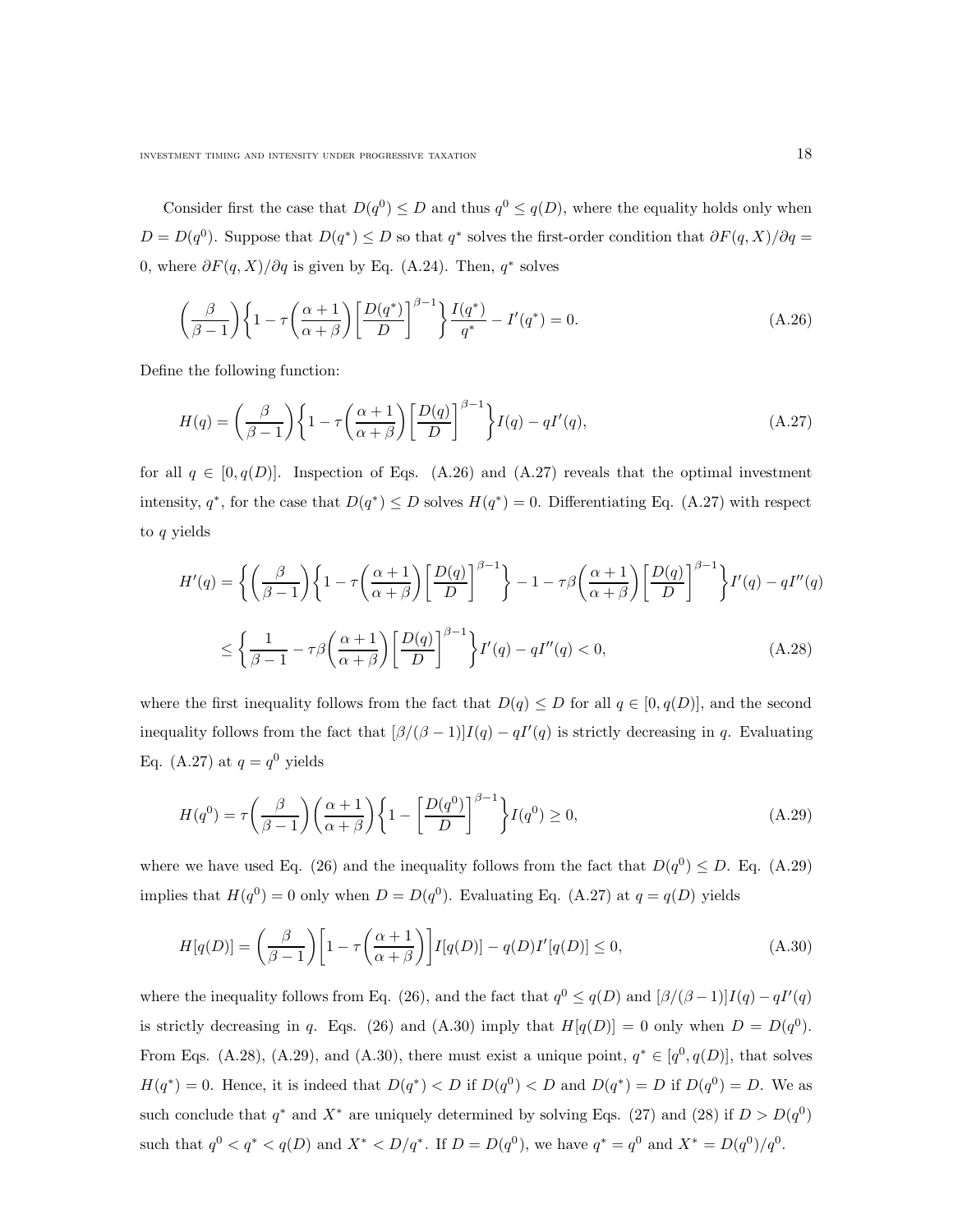Consider first the case that $D(q^0) \leq D$ and thus $q^0 \leq q(D)$, where the equality holds only when $D = D(q^0)$. Suppose that $D(q^*) \leq D$ so that $q^*$ solves the first-order condition that $\partial F(q, X)/\partial q = 0$, where $\partial F(q, X)/\partial q$ is given by Eq. (A.24). Then, $q^*$ solves

$$\left(\frac{\beta}{\beta - 1}\right)\left\{1 - \tau\left(\frac{\alpha + 1}{\alpha + \beta}\right)\left[\frac{D(q^*)}{D}\right]^{\beta - 1}\right\}\frac{I(q^*)}{q^*} - I'(q^*) = 0. \tag{A.26}$$

Define the following function:

$$H(q) = \left(\frac{\beta}{\beta - 1}\right)\left\{1 - \tau\left(\frac{\alpha + 1}{\alpha + \beta}\right)\left[\frac{D(q)}{D}\right]^{\beta - 1}\right\}I(q) - qI'(q), \tag{A.27}$$

for all $q \in [0, q(D)]$. Inspection of Eqs. (A.26) and (A.27) reveals that the optimal investment intensity, $q^*$, for the case that $D(q^*) \leq D$ solves $H(q^*) = 0$. Differentiating Eq. (A.27) with respect to $q$ yields

$$\begin{aligned}
H'(q) &= \left\{\left(\frac{\beta}{\beta - 1}\right)\left\{1 - \tau\left(\frac{\alpha + 1}{\alpha + \beta}\right)\left[\frac{D(q)}{D}\right]^{\beta - 1}\right\} - 1 - \tau\beta\left(\frac{\alpha + 1}{\alpha + \beta}\right)\left[\frac{D(q)}{D}\right]^{\beta - 1}\right\}I'(q) - qI''(q) \\
&\leq \left\{\frac{1}{\beta - 1} - \tau\beta\left(\frac{\alpha + 1}{\alpha + \beta}\right)\left[\frac{D(q)}{D}\right]^{\beta - 1}\right\}I'(q) - qI''(q) < 0,
\end{aligned} \tag{A.28}$$

where the first inequality follows from the fact that $D(q) \leq D$ for all $q \in [0, q(D)]$, and the second inequality follows from the fact that $[\beta/(\beta - 1)]I(q) - qI'(q)$ is strictly decreasing in $q$. Evaluating Eq. (A.27) at $q = q^0$ yields

$$H(q^0) = \tau\left(\frac{\beta}{\beta - 1}\right)\left(\frac{\alpha + 1}{\alpha + \beta}\right)\left\{1 - \left[\frac{D(q^0)}{D}\right]^{\beta - 1}\right\}I(q^0) \geq 0, \tag{A.29}$$

where we have used Eq. (26) and the inequality follows from the fact that $D(q^0) \leq D$. Eq. (A.29) implies that $H(q^0) = 0$ only when $D = D(q^0)$. Evaluating Eq. (A.27) at $q = q(D)$ yields

$$H[q(D)] = \left(\frac{\beta}{\beta - 1}\right)\left[1 - \tau\left(\frac{\alpha + 1}{\alpha + \beta}\right)\right]I[q(D)] - q(D)I'[q(D)] \leq 0, \tag{A.30}$$

where the inequality follows from Eq. (26), and the fact that $q^0 \leq q(D)$ and $[\beta/(\beta - 1)]I(q) - qI'(q)$ is strictly decreasing in $q$. Eqs. (26) and (A.30) imply that $H[q(D)] = 0$ only when $D = D(q^0)$. From Eqs. (A.28), (A.29), and (A.30), there must exist a unique point, $q^* \in [q^0, q(D)]$, that solves $H(q^*) = 0$. Hence, it is indeed that $D(q^*) < D$ if $D(q^0) < D$ and $D(q^*) = D$ if $D(q^0) = D$. We as such conclude that $q^*$ and $X^*$ are uniquely determined by solving Eqs. (27) and (28) if $D > D(q^0)$ such that $q^0 < q^* < q(D)$ and $X^* < D/q^*$. If $D = D(q^0)$, we have $q^* = q^0$ and $X^* = D(q^0)/q^0$.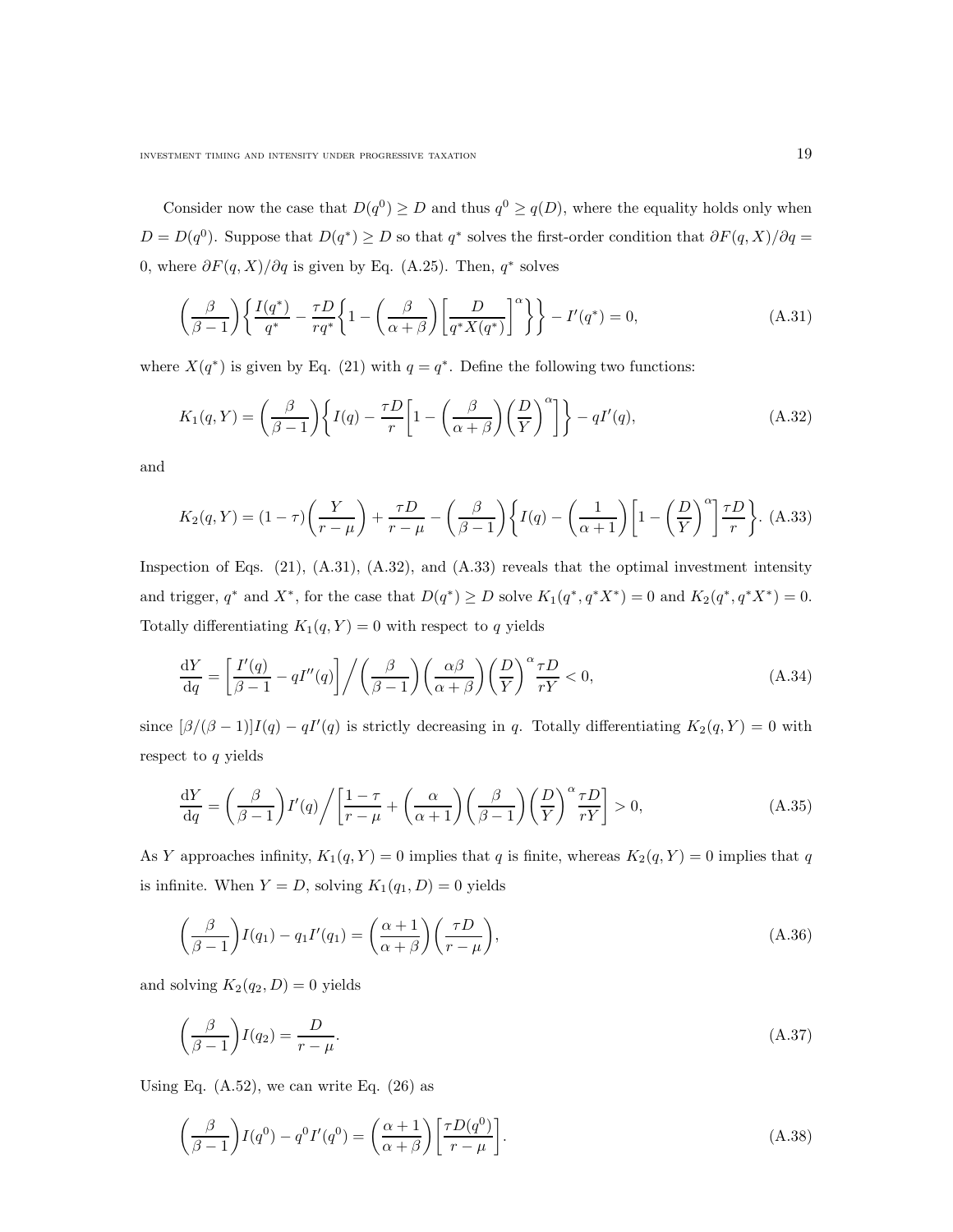Consider now the case that $D(q^0) \geq D$ and thus $q^0 \geq q(D)$, where the equality holds only when $D = D(q^0)$. Suppose that $D(q^*) \geq D$ so that $q^*$ solves the first-order condition that $\partial F(q, X)/\partial q = 0$, where $\partial F(q, X)/\partial q$ is given by Eq. (A.25). Then, $q^*$ solves

$$\left(\frac{\beta}{\beta-1}\right)\left\{\frac{I(q^*)}{q^*} - \frac{\tau D}{rq^*}\left\{1 - \left(\frac{\beta}{\alpha+\beta}\right)\left[\frac{D}{q^* X(q^*)}\right]^{\alpha}\right\}\right\} - I'(q^*) = 0, \tag{A.31}$$

where $X(q^*)$ is given by Eq. (21) with $q = q^*$. Define the following two functions:

$$K_1(q, Y) = \left(\frac{\beta}{\beta-1}\right)\left\{I(q) - \frac{\tau D}{r}\left[1 - \left(\frac{\beta}{\alpha+\beta}\right)\left(\frac{D}{Y}\right)^{\alpha}\right]\right\} - qI'(q), \tag{A.32}$$

and

$$K_2(q, Y) = (1-\tau)\left(\frac{Y}{r-\mu}\right) + \frac{\tau D}{r-\mu} - \left(\frac{\beta}{\beta-1}\right)\left\{I(q) - \left(\frac{1}{\alpha+1}\right)\left[1 - \left(\frac{D}{Y}\right)^{\alpha}\right]\frac{\tau D}{r}\right\}. \tag{A.33}$$

Inspection of Eqs. (21), (A.31), (A.32), and (A.33) reveals that the optimal investment intensity and trigger, $q^*$ and $X^*$, for the case that $D(q^*) \geq D$ solve $K_1(q^*, q^*X^*) = 0$ and $K_2(q^*, q^*X^*) = 0$. Totally differentiating $K_1(q, Y) = 0$ with respect to $q$ yields

$$\frac{\mathrm{d}Y}{\mathrm{d}q} = \left[\frac{I'(q)}{\beta-1} - qI''(q)\right]\bigg/\left(\frac{\beta}{\beta-1}\right)\left(\frac{\alpha\beta}{\alpha+\beta}\right)\left(\frac{D}{Y}\right)^{\alpha}\frac{\tau D}{rY} < 0, \tag{A.34}$$

since $[\beta/(\beta-1)]I(q) - qI'(q)$ is strictly decreasing in $q$. Totally differentiating $K_2(q, Y) = 0$ with respect to $q$ yields

$$\frac{\mathrm{d}Y}{\mathrm{d}q} = \left(\frac{\beta}{\beta-1}\right)I'(q)\bigg/\left[\frac{1-\tau}{r-\mu} + \left(\frac{\alpha}{\alpha+1}\right)\left(\frac{\beta}{\beta-1}\right)\left(\frac{D}{Y}\right)^{\alpha}\frac{\tau D}{rY}\right] > 0, \tag{A.35}$$

As $Y$ approaches infinity, $K_1(q, Y) = 0$ implies that $q$ is finite, whereas $K_2(q, Y) = 0$ implies that $q$ is infinite. When $Y = D$, solving $K_1(q_1, D) = 0$ yields

$$\left(\frac{\beta}{\beta-1}\right)I(q_1) - q_1 I'(q_1) = \left(\frac{\alpha+1}{\alpha+\beta}\right)\left(\frac{\tau D}{r-\mu}\right), \tag{A.36}$$

and solving $K_2(q_2, D) = 0$ yields

$$\left(\frac{\beta}{\beta-1}\right)I(q_2) = \frac{D}{r-\mu}. \tag{A.37}$$

Using Eq. (A.52), we can write Eq. (26) as

$$\left(\frac{\beta}{\beta-1}\right)I(q^0) - q^0 I'(q^0) = \left(\frac{\alpha+1}{\alpha+\beta}\right)\left[\frac{\tau D(q^0)}{r-\mu}\right]. \tag{A.38}$$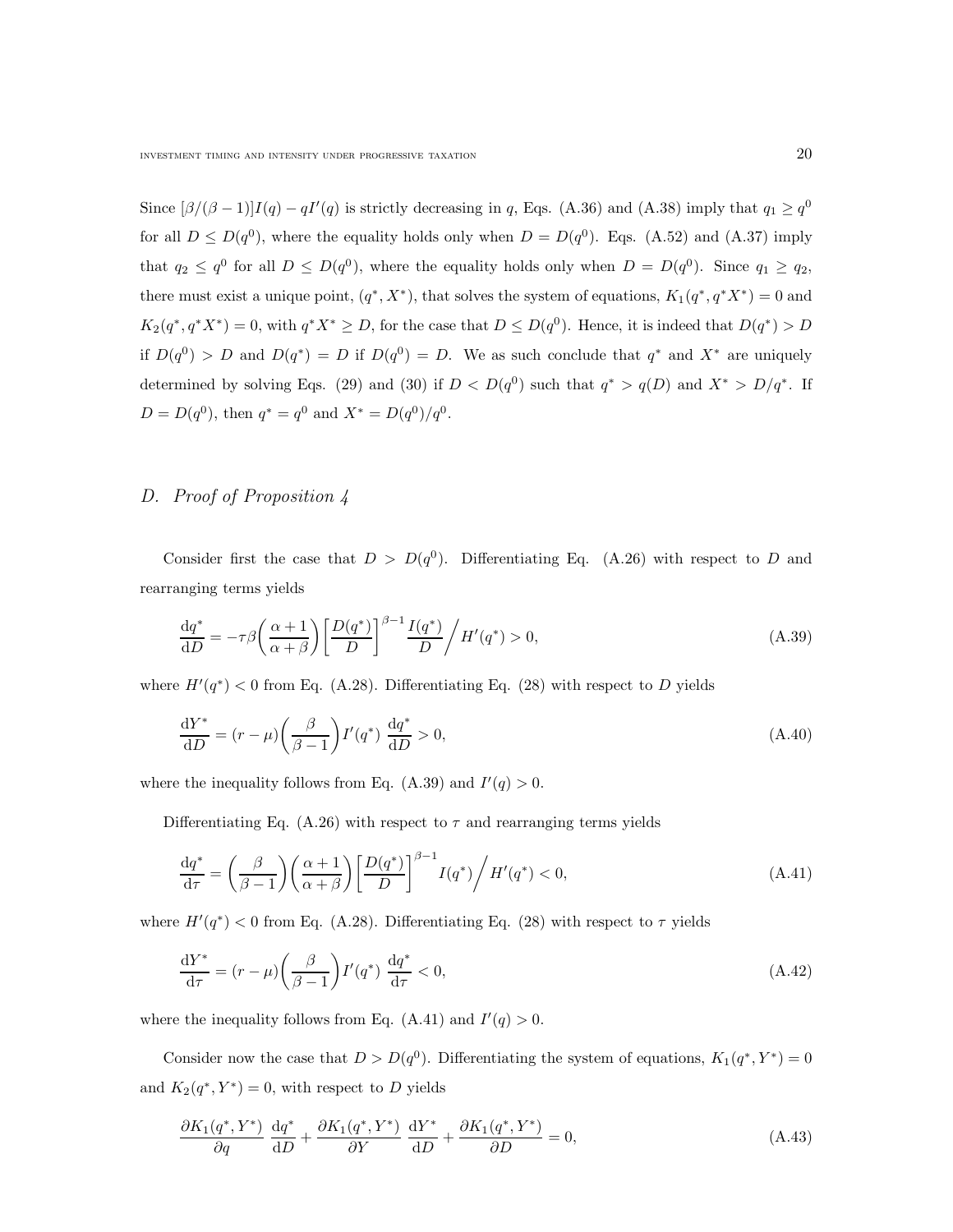Since $[\beta/(\beta-1)]I(q) - qI'(q)$ is strictly decreasing in $q$, Eqs. (A.36) and (A.38) imply that $q_1 \geq q^0$ for all $D \leq D(q^0)$, where the equality holds only when $D = D(q^0)$. Eqs. (A.52) and (A.37) imply that $q_2 \leq q^0$ for all $D \leq D(q^0)$, where the equality holds only when $D = D(q^0)$. Since $q_1 \geq q_2$, there must exist a unique point, $(q^*, X^*)$, that solves the system of equations, $K_1(q^*, q^*X^*) = 0$ and $K_2(q^*, q^*X^*) = 0$, with $q^*X^* \geq D$, for the case that $D \leq D(q^0)$. Hence, it is indeed that $D(q^*) > D$ if $D(q^0) > D$ and $D(q^*) = D$ if $D(q^0) = D$. We as such conclude that $q^*$ and $X^*$ are uniquely determined by solving Eqs. (29) and (30) if $D < D(q^0)$ such that $q^* > q(D)$ and $X^* > D/q^*$. If $D = D(q^0)$, then $q^* = q^0$ and $X^* = D(q^0)/q^0$.

## D. *Proof of Proposition 4*

Consider first the case that $D > D(q^0)$. Differentiating Eq. (A.26) with respect to $D$ and rearranging terms yields

$$\frac{\mathrm{d}q^*}{\mathrm{d}D} = -\tau\beta\left(\frac{\alpha+1}{\alpha+\beta}\right)\left[\frac{D(q^*)}{D}\right]^{\beta-1}\frac{I(q^*)}{D}\bigg/ H'(q^*) > 0, \tag{A.39}$$

where $H'(q^*) < 0$ from Eq. (A.28). Differentiating Eq. (28) with respect to $D$ yields

$$\frac{\mathrm{d}Y^*}{\mathrm{d}D} = (r-\mu)\left(\frac{\beta}{\beta-1}\right)I'(q^*)\ \frac{\mathrm{d}q^*}{\mathrm{d}D} > 0, \tag{A.40}$$

where the inequality follows from Eq. (A.39) and $I'(q) > 0$.

Differentiating Eq. (A.26) with respect to $\tau$ and rearranging terms yields

$$\frac{\mathrm{d}q^*}{\mathrm{d}\tau} = \left(\frac{\beta}{\beta-1}\right)\left(\frac{\alpha+1}{\alpha+\beta}\right)\left[\frac{D(q^*)}{D}\right]^{\beta-1} I(q^*)\bigg/ H'(q^*) < 0, \tag{A.41}$$

where $H'(q^*) < 0$ from Eq. (A.28). Differentiating Eq. (28) with respect to $\tau$ yields

$$\frac{\mathrm{d}Y^*}{\mathrm{d}\tau} = (r-\mu)\left(\frac{\beta}{\beta-1}\right)I'(q^*)\ \frac{\mathrm{d}q^*}{\mathrm{d}\tau} < 0, \tag{A.42}$$

where the inequality follows from Eq. (A.41) and $I'(q) > 0$.

Consider now the case that $D > D(q^0)$. Differentiating the system of equations, $K_1(q^*, Y^*) = 0$ and $K_2(q^*, Y^*) = 0$, with respect to $D$ yields

$$\frac{\partial K_1(q^*, Y^*)}{\partial q}\ \frac{\mathrm{d}q^*}{\mathrm{d}D} + \frac{\partial K_1(q^*, Y^*)}{\partial Y}\ \frac{\mathrm{d}Y^*}{\mathrm{d}D} + \frac{\partial K_1(q^*, Y^*)}{\partial D} = 0, \tag{A.43}$$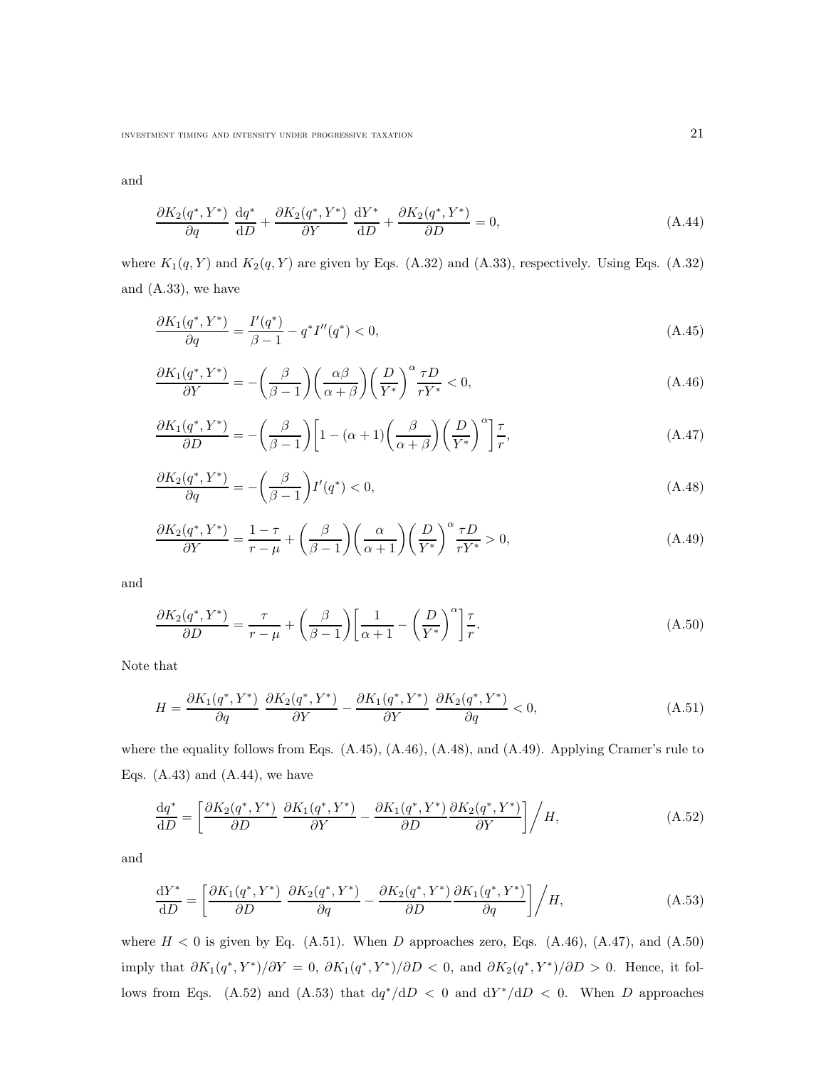and

$$
\frac{\partial K_2(q^*, Y^*)}{\partial q}\ \frac{\mathrm{d}q^*}{\mathrm{d}D} + \frac{\partial K_2(q^*, Y^*)}{\partial Y}\ \frac{\mathrm{d}Y^*}{\mathrm{d}D} + \frac{\partial K_2(q^*, Y^*)}{\partial D} = 0, \tag{A.44}
$$

where $K_1(q, Y)$ and $K_2(q, Y)$ are given by Eqs. (A.32) and (A.33), respectively. Using Eqs. (A.32) and (A.33), we have

$$
\frac{\partial K_1(q^*, Y^*)}{\partial q} = \frac{I'(q^*)}{\beta - 1} - q^* I''(q^*) < 0, \tag{A.45}
$$

$$
\frac{\partial K_1(q^*, Y^*)}{\partial Y} = -\left(\frac{\beta}{\beta - 1}\right)\left(\frac{\alpha\beta}{\alpha + \beta}\right)\left(\frac{D}{Y^*}\right)^{\alpha} \frac{\tau D}{rY^*} < 0, \tag{A.46}
$$

$$
\frac{\partial K_1(q^*, Y^*)}{\partial D} = -\left(\frac{\beta}{\beta - 1}\right)\left[1 - (\alpha + 1)\left(\frac{\beta}{\alpha + \beta}\right)\left(\frac{D}{Y^*}\right)^{\alpha}\right]\frac{\tau}{r}, \tag{A.47}
$$

$$
\frac{\partial K_2(q^*, Y^*)}{\partial q} = -\left(\frac{\beta}{\beta - 1}\right) I'(q^*) < 0, \tag{A.48}
$$

$$
\frac{\partial K_2(q^*, Y^*)}{\partial Y} = \frac{1 - \tau}{r - \mu} + \left(\frac{\beta}{\beta - 1}\right)\left(\frac{\alpha}{\alpha + 1}\right)\left(\frac{D}{Y^*}\right)^{\alpha} \frac{\tau D}{rY^*} > 0, \tag{A.49}
$$

and

$$
\frac{\partial K_2(q^*, Y^*)}{\partial D} = \frac{\tau}{r - \mu} + \left(\frac{\beta}{\beta - 1}\right)\left[\frac{1}{\alpha + 1} - \left(\frac{D}{Y^*}\right)^{\alpha}\right]\frac{\tau}{r}. \tag{A.50}
$$

Note that

$$
H = \frac{\partial K_1(q^*, Y^*)}{\partial q}\ \frac{\partial K_2(q^*, Y^*)}{\partial Y} - \frac{\partial K_1(q^*, Y^*)}{\partial Y}\ \frac{\partial K_2(q^*, Y^*)}{\partial q} < 0, \tag{A.51}
$$

where the equality follows from Eqs. (A.45), (A.46), (A.48), and (A.49). Applying Cramer's rule to Eqs. (A.43) and (A.44), we have

$$
\frac{\mathrm{d}q^*}{\mathrm{d}D} = \left[\frac{\partial K_2(q^*, Y^*)}{\partial D}\ \frac{\partial K_1(q^*, Y^*)}{\partial Y} - \frac{\partial K_1(q^*, Y^*)}{\partial D}\frac{\partial K_2(q^*, Y^*)}{\partial Y}\right]\Big/ H, \tag{A.52}
$$

and

$$
\frac{\mathrm{d}Y^*}{\mathrm{d}D} = \left[\frac{\partial K_1(q^*, Y^*)}{\partial D}\ \frac{\partial K_2(q^*, Y^*)}{\partial q} - \frac{\partial K_2(q^*, Y^*)}{\partial D}\frac{\partial K_1(q^*, Y^*)}{\partial q}\right]\Big/ H, \tag{A.53}
$$

where $H < 0$ is given by Eq. (A.51). When $D$ approaches zero, Eqs. (A.46), (A.47), and (A.50) imply that $\partial K_1(q^*, Y^*)/\partial Y = 0$, $\partial K_1(q^*, Y^*)/\partial D < 0$, and $\partial K_2(q^*, Y^*)/\partial D > 0$. Hence, it follows from Eqs. (A.52) and (A.53) that $\mathrm{d}q^*/\mathrm{d}D < 0$ and $\mathrm{d}Y^*/\mathrm{d}D < 0$. When $D$ approaches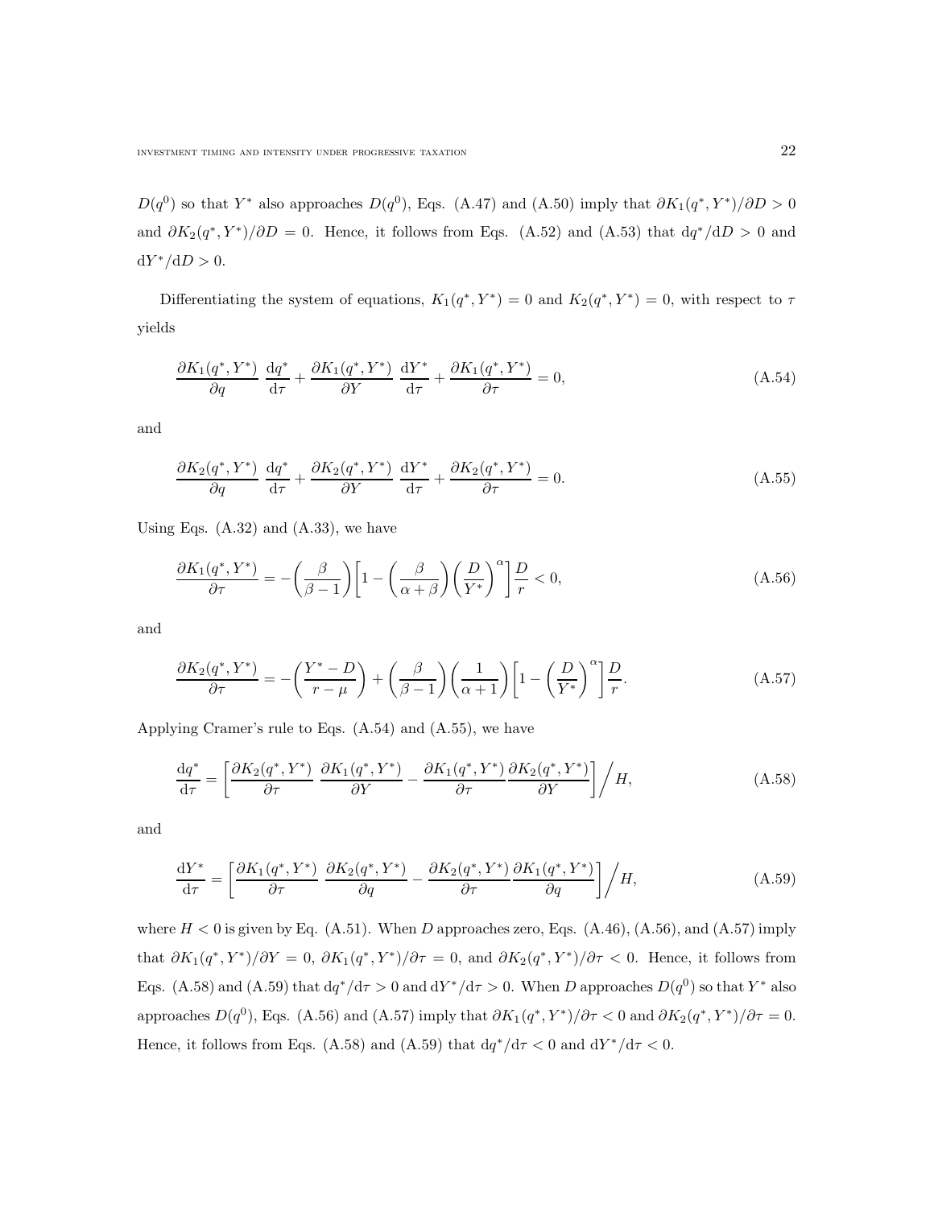$D(q^0)$ so that $Y^*$ also approaches $D(q^0)$, Eqs. (A.47) and (A.50) imply that $\partial K_1(q^*, Y^*)/\partial D > 0$ and $\partial K_2(q^*, Y^*)/\partial D = 0$. Hence, it follows from Eqs. (A.52) and (A.53) that $\mathrm{d}q^*/\mathrm{d}D > 0$ and $\mathrm{d}Y^*/\mathrm{d}D > 0$.

Differentiating the system of equations, $K_1(q^*, Y^*) = 0$ and $K_2(q^*, Y^*) = 0$, with respect to $\tau$ yields

$$\frac{\partial K_1(q^*, Y^*)}{\partial q} \; \frac{\mathrm{d}q^*}{\mathrm{d}\tau} + \frac{\partial K_1(q^*, Y^*)}{\partial Y} \; \frac{\mathrm{d}Y^*}{\mathrm{d}\tau} + \frac{\partial K_1(q^*, Y^*)}{\partial \tau} = 0, \tag{A.54}$$

and

$$\frac{\partial K_2(q^*, Y^*)}{\partial q} \; \frac{\mathrm{d}q^*}{\mathrm{d}\tau} + \frac{\partial K_2(q^*, Y^*)}{\partial Y} \; \frac{\mathrm{d}Y^*}{\mathrm{d}\tau} + \frac{\partial K_2(q^*, Y^*)}{\partial \tau} = 0. \tag{A.55}$$

Using Eqs. (A.32) and (A.33), we have

$$\frac{\partial K_1(q^*, Y^*)}{\partial \tau} = -\left(\frac{\beta}{\beta - 1}\right)\left[1 - \left(\frac{\beta}{\alpha + \beta}\right)\left(\frac{D}{Y^*}\right)^{\alpha}\right]\frac{D}{r} < 0, \tag{A.56}$$

and

$$\frac{\partial K_2(q^*, Y^*)}{\partial \tau} = -\left(\frac{Y^* - D}{r - \mu}\right) + \left(\frac{\beta}{\beta - 1}\right)\left(\frac{1}{\alpha + 1}\right)\left[1 - \left(\frac{D}{Y^*}\right)^{\alpha}\right]\frac{D}{r}. \tag{A.57}$$

Applying Cramer's rule to Eqs. (A.54) and (A.55), we have

$$\frac{\mathrm{d}q^*}{\mathrm{d}\tau} = \left[\frac{\partial K_2(q^*, Y^*)}{\partial \tau} \; \frac{\partial K_1(q^*, Y^*)}{\partial Y} - \frac{\partial K_1(q^*, Y^*)}{\partial \tau}\frac{\partial K_2(q^*, Y^*)}{\partial Y}\right] \bigg/ H, \tag{A.58}$$

and

$$\frac{\mathrm{d}Y^*}{\mathrm{d}\tau} = \left[\frac{\partial K_1(q^*, Y^*)}{\partial \tau} \; \frac{\partial K_2(q^*, Y^*)}{\partial q} - \frac{\partial K_2(q^*, Y^*)}{\partial \tau}\frac{\partial K_1(q^*, Y^*)}{\partial q}\right] \bigg/ H, \tag{A.59}$$

where $H < 0$ is given by Eq. (A.51). When $D$ approaches zero, Eqs. (A.46), (A.56), and (A.57) imply that $\partial K_1(q^*, Y^*)/\partial Y = 0$, $\partial K_1(q^*, Y^*)/\partial \tau = 0$, and $\partial K_2(q^*, Y^*)/\partial \tau < 0$. Hence, it follows from Eqs. (A.58) and (A.59) that $\mathrm{d}q^*/\mathrm{d}\tau > 0$ and $\mathrm{d}Y^*/\mathrm{d}\tau > 0$. When $D$ approaches $D(q^0)$ so that $Y^*$ also approaches $D(q^0)$, Eqs. (A.56) and (A.57) imply that $\partial K_1(q^*, Y^*)/\partial \tau < 0$ and $\partial K_2(q^*, Y^*)/\partial \tau = 0$. Hence, it follows from Eqs. (A.58) and (A.59) that $\mathrm{d}q^*/\mathrm{d}\tau < 0$ and $\mathrm{d}Y^*/\mathrm{d}\tau < 0$.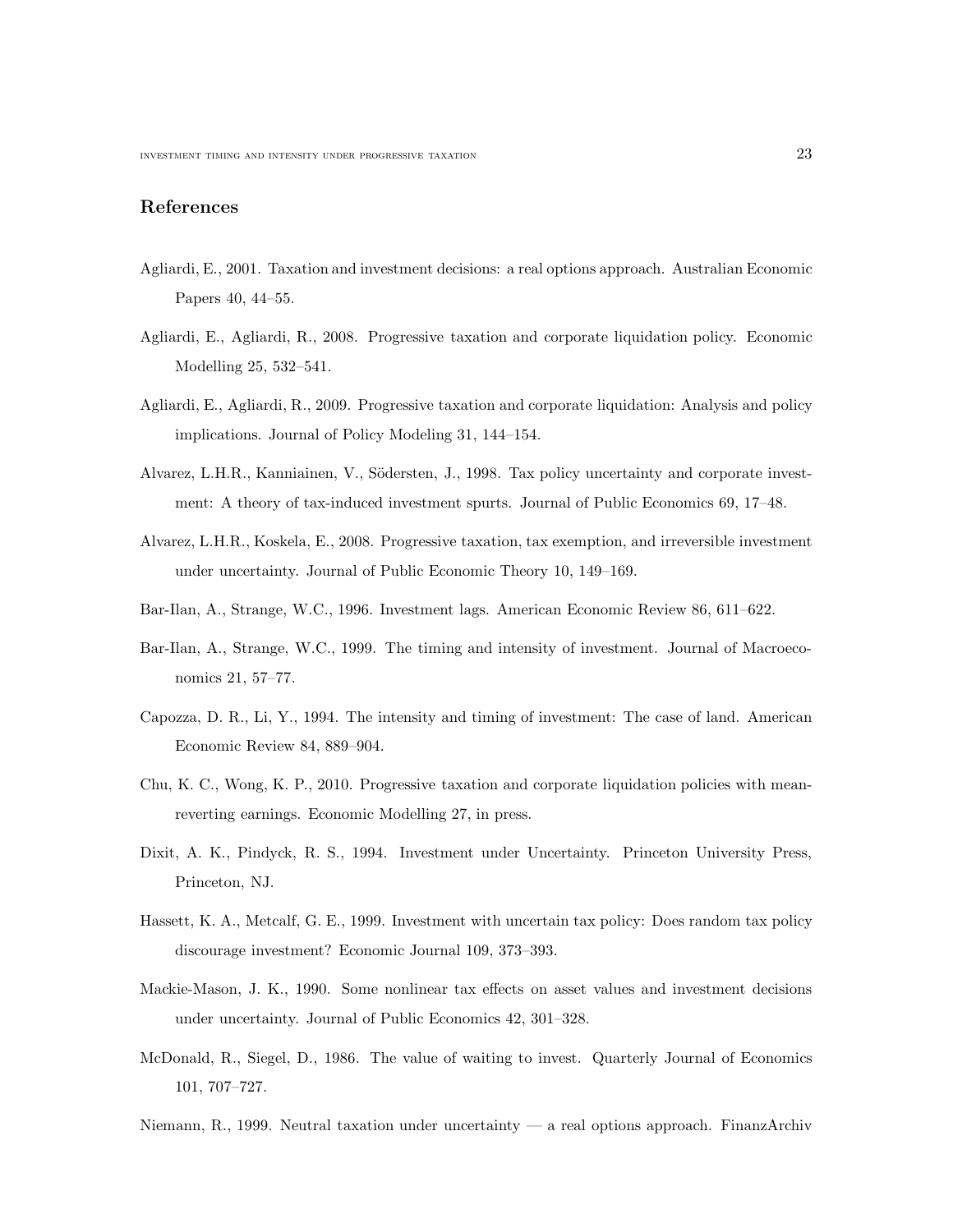## References

Agliardi, E., 2001. Taxation and investment decisions: a real options approach. Australian Economic Papers 40, 44–55.

Agliardi, E., Agliardi, R., 2008. Progressive taxation and corporate liquidation policy. Economic Modelling 25, 532–541.

Agliardi, E., Agliardi, R., 2009. Progressive taxation and corporate liquidation: Analysis and policy implications. Journal of Policy Modeling 31, 144–154.

Alvarez, L.H.R., Kanniainen, V., Södersten, J., 1998. Tax policy uncertainty and corporate investment: A theory of tax-induced investment spurts. Journal of Public Economics 69, 17–48.

Alvarez, L.H.R., Koskela, E., 2008. Progressive taxation, tax exemption, and irreversible investment under uncertainty. Journal of Public Economic Theory 10, 149–169.

Bar-Ilan, A., Strange, W.C., 1996. Investment lags. American Economic Review 86, 611–622.

Bar-Ilan, A., Strange, W.C., 1999. The timing and intensity of investment. Journal of Macroeconomics 21, 57–77.

Capozza, D. R., Li, Y., 1994. The intensity and timing of investment: The case of land. American Economic Review 84, 889–904.

Chu, K. C., Wong, K. P., 2010. Progressive taxation and corporate liquidation policies with mean-reverting earnings. Economic Modelling 27, in press.

Dixit, A. K., Pindyck, R. S., 1994. Investment under Uncertainty. Princeton University Press, Princeton, NJ.

Hassett, K. A., Metcalf, G. E., 1999. Investment with uncertain tax policy: Does random tax policy discourage investment? Economic Journal 109, 373–393.

Mackie-Mason, J. K., 1990. Some nonlinear tax effects on asset values and investment decisions under uncertainty. Journal of Public Economics 42, 301–328.

McDonald, R., Siegel, D., 1986. The value of waiting to invest. Quarterly Journal of Economics 101, 707–727.

Niemann, R., 1999. Neutral taxation under uncertainty — a real options approach. FinanzArchiv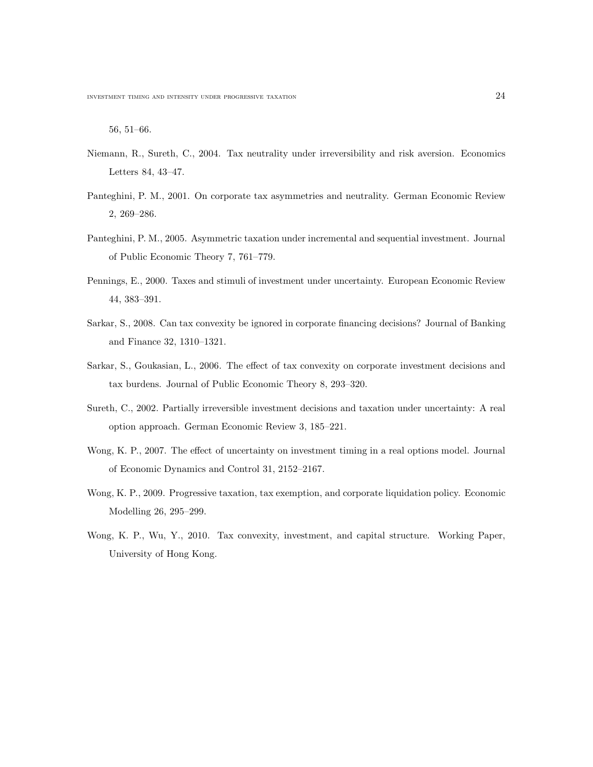56, 51–66.

Niemann, R., Sureth, C., 2004. Tax neutrality under irreversibility and risk aversion. Economics Letters 84, 43–47.

Panteghini, P. M., 2001. On corporate tax asymmetries and neutrality. German Economic Review 2, 269–286.

Panteghini, P. M., 2005. Asymmetric taxation under incremental and sequential investment. Journal of Public Economic Theory 7, 761–779.

Pennings, E., 2000. Taxes and stimuli of investment under uncertainty. European Economic Review 44, 383–391.

Sarkar, S., 2008. Can tax convexity be ignored in corporate financing decisions? Journal of Banking and Finance 32, 1310–1321.

Sarkar, S., Goukasian, L., 2006. The effect of tax convexity on corporate investment decisions and tax burdens. Journal of Public Economic Theory 8, 293–320.

Sureth, C., 2002. Partially irreversible investment decisions and taxation under uncertainty: A real option approach. German Economic Review 3, 185–221.

Wong, K. P., 2007. The effect of uncertainty on investment timing in a real options model. Journal of Economic Dynamics and Control 31, 2152–2167.

Wong, K. P., 2009. Progressive taxation, tax exemption, and corporate liquidation policy. Economic Modelling 26, 295–299.

Wong, K. P., Wu, Y., 2010. Tax convexity, investment, and capital structure. Working Paper, University of Hong Kong.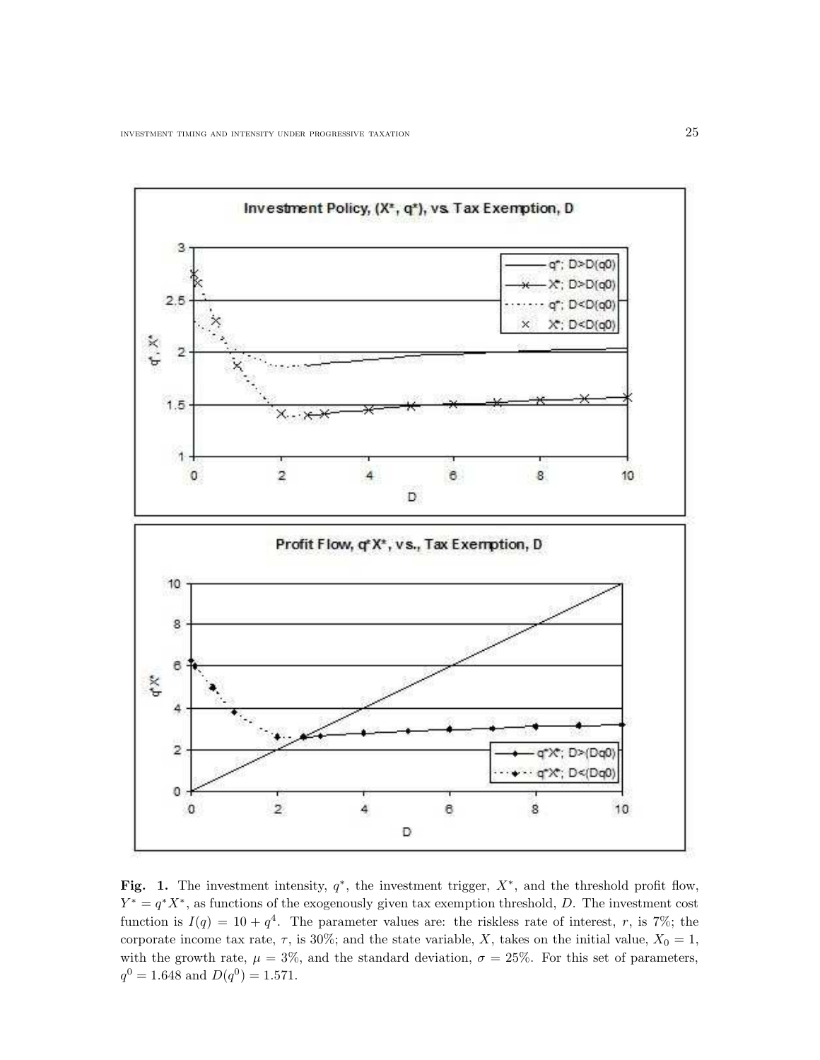**Fig. 1.** The investment intensity, $q^*$, the investment trigger, $X^*$, and the threshold profit flow, $Y^* = q^*X^*$, as functions of the exogenously given tax exemption threshold, $D$. The investment cost function is $I(q) = 10 + q^4$. The parameter values are: the riskless rate of interest, $r$, is 7%; the corporate income tax rate, $\tau$, is 30%; and the state variable, $X$, takes on the initial value, $X_0 = 1$, with the growth rate, $\mu = 3\%$, and the standard deviation, $\sigma = 25\%$. For this set of parameters, $q^0 = 1.648$ and $D(q^0) = 1.571$.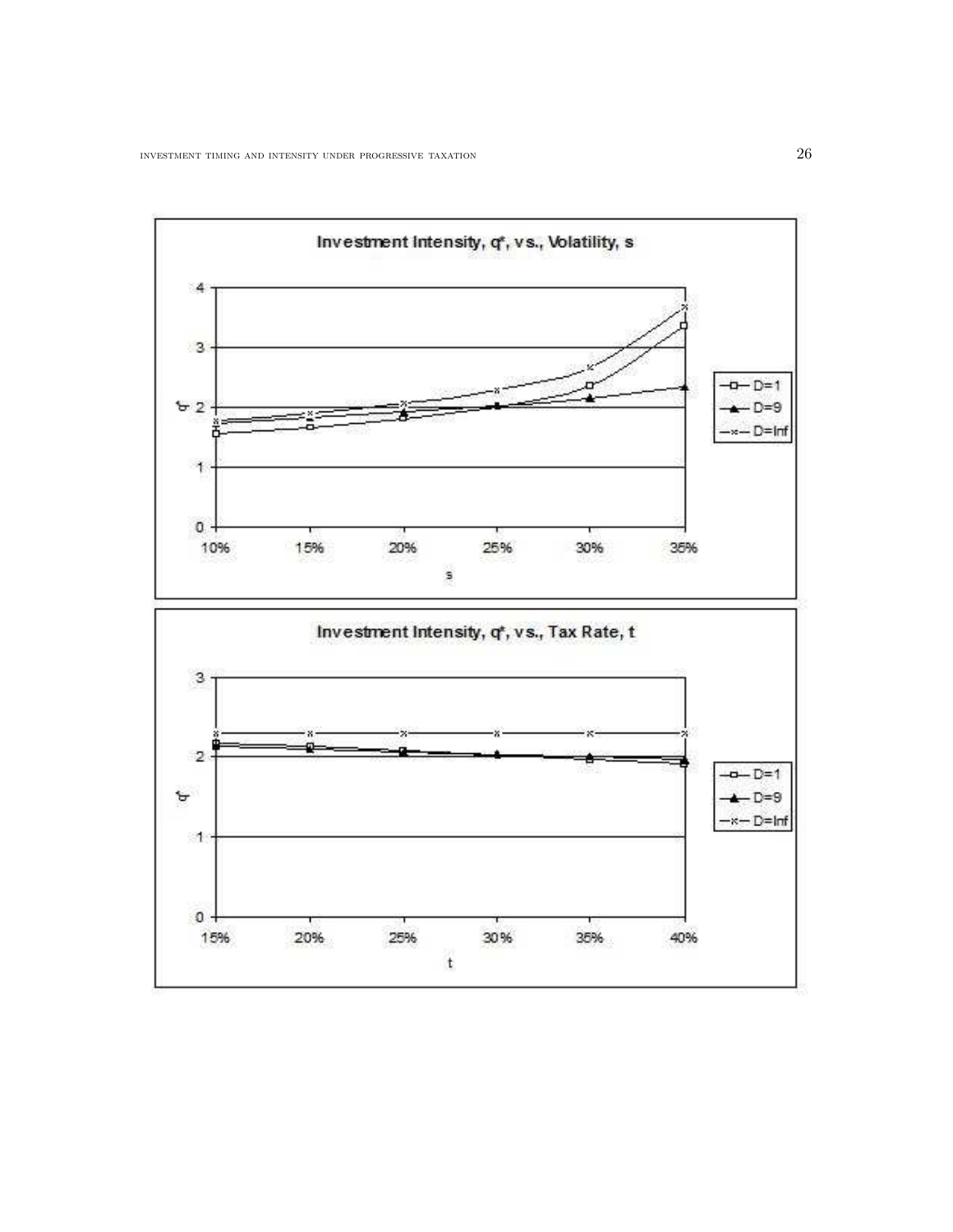Investment Intensity, $q^*$, vs., Volatility, s

Investment Intensity, $q^*$, vs., Tax Rate, t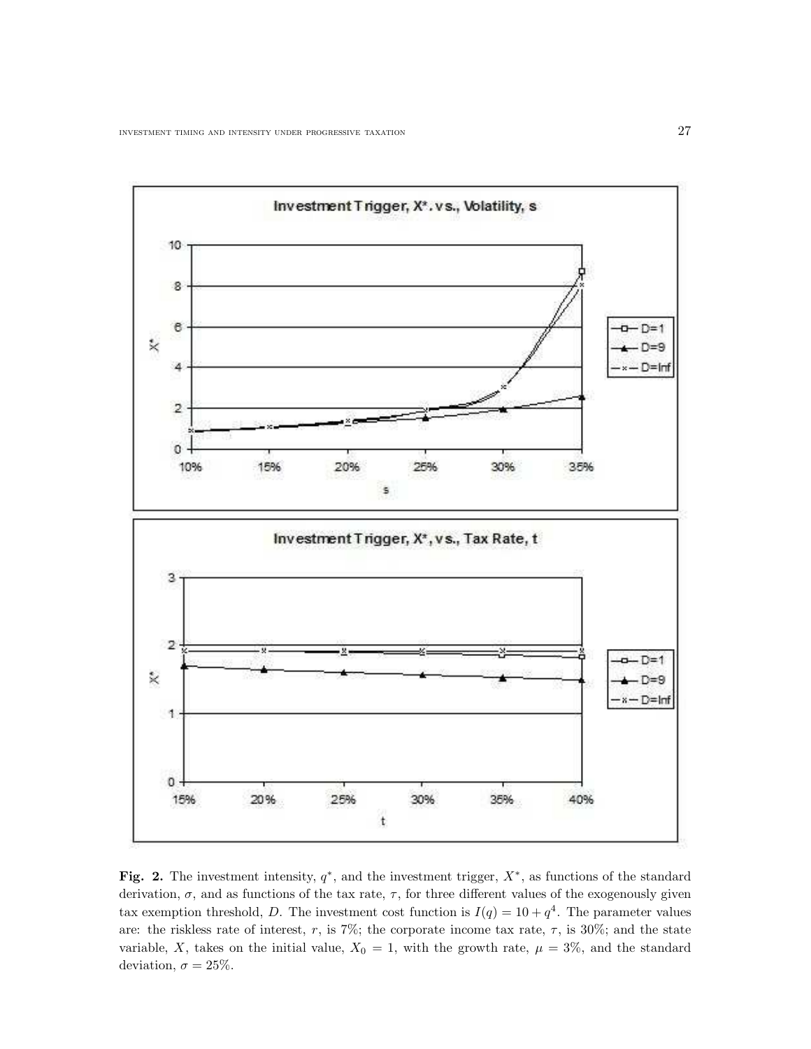**Fig. 2.** The investment intensity, $q^*$, and the investment trigger, $X^*$, as functions of the standard derivation, $\sigma$, and as functions of the tax rate, $\tau$, for three different values of the exogenously given tax exemption threshold, $D$. The investment cost function is $I(q) = 10 + q^4$. The parameter values are: the riskless rate of interest, $r$, is 7%; the corporate income tax rate, $\tau$, is 30%; and the state variable, $X$, takes on the initial value, $X_0 = 1$, with the growth rate, $\mu = 3\%$, and the standard deviation, $\sigma = 25\%$.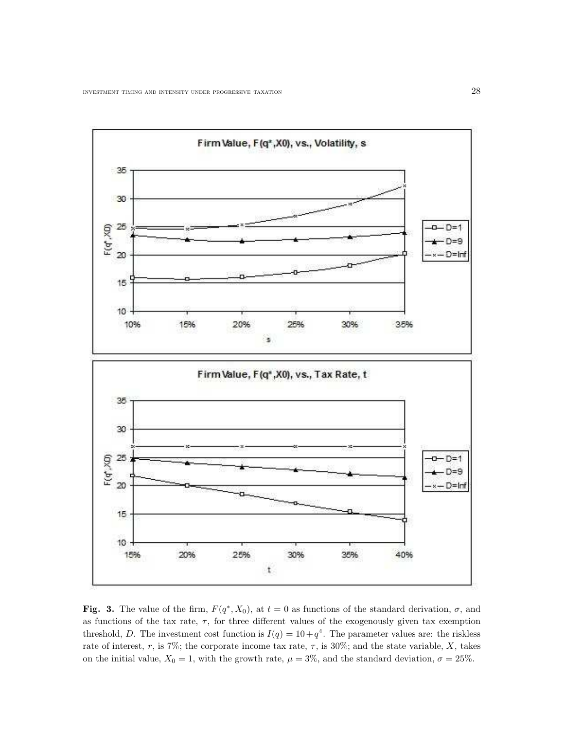Firm Value, F(q*,X0), vs., Volatility, s

35
30
25
20
15
10

F(q*,X0)

10% 15% 20% 25% 30% 35%

s

D=1
D=9
D=Inf

Firm Value, F(q*,X0), vs., Tax Rate, t

35
30
25
20
15
10

F(q*,X0)

15% 20% 25% 30% 35% 40%

t

D=1
D=9
D=Inf

**Fig. 3.** The value of the firm, $F(q^*, X_0)$, at $t = 0$ as functions of the standard derivation, $\sigma$, and as functions of the tax rate, $\tau$, for three different values of the exogenously given tax exemption threshold, $D$. The investment cost function is $I(q) = 10 + q^4$. The parameter values are: the riskless rate of interest, $r$, is 7%; the corporate income tax rate, $\tau$, is 30%; and the state variable, $X$, takes on the initial value, $X_0 = 1$, with the growth rate, $\mu = 3\%$, and the standard deviation, $\sigma = 25\%$.